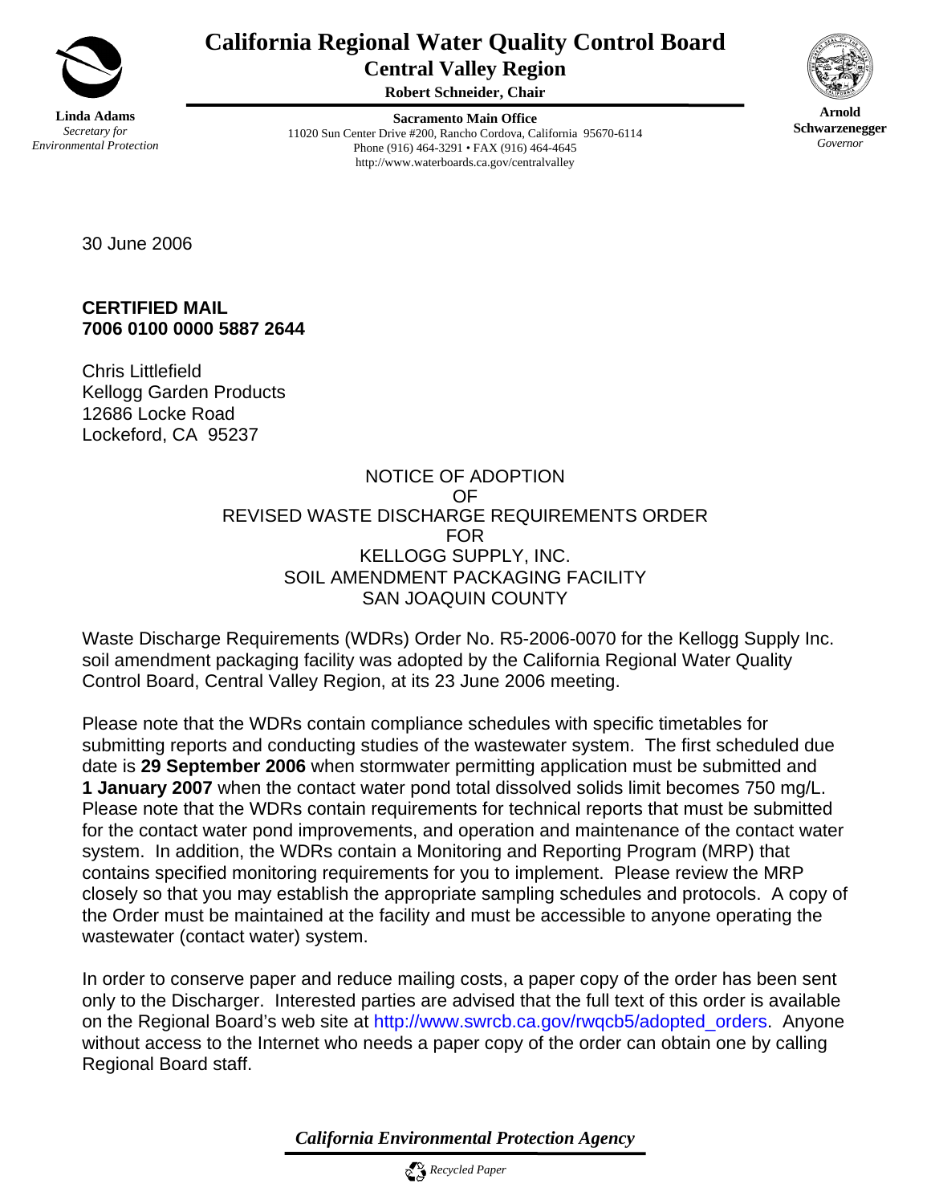# California Regional Water Quality Control Board

## Central Valley Region

**Robert Schneider, Chair**

**Linda Adams**
*Secretary for Environmental Protection*

**Sacramento Main Office**
11020 Sun Center Drive #200, Rancho Cordova, California 95670-6114
Phone (916) 464-3291 • FAX (916) 464-4645
http://www.waterboards.ca.gov/centralvalley

**Arnold Schwarzenegger**
*Governor*

30 June 2006

**CERTIFIED MAIL**
**7006 0100 0000 5887 2644**

Chris Littlefield
Kellogg Garden Products
12686 Locke Road
Lockeford, CA 95237

NOTICE OF ADOPTION
OF
REVISED WASTE DISCHARGE REQUIREMENTS ORDER
FOR
KELLOGG SUPPLY, INC.
SOIL AMENDMENT PACKAGING FACILITY
SAN JOAQUIN COUNTY

Waste Discharge Requirements (WDRs) Order No. R5-2006-0070 for the Kellogg Supply Inc. soil amendment packaging facility was adopted by the California Regional Water Quality Control Board, Central Valley Region, at its 23 June 2006 meeting.

Please note that the WDRs contain compliance schedules with specific timetables for submitting reports and conducting studies of the wastewater system. The first scheduled due date is **29 September 2006** when stormwater permitting application must be submitted and **1 January 2007** when the contact water pond total dissolved solids limit becomes 750 mg/L. Please note that the WDRs contain requirements for technical reports that must be submitted for the contact water pond improvements, and operation and maintenance of the contact water system. In addition, the WDRs contain a Monitoring and Reporting Program (MRP) that contains specified monitoring requirements for you to implement. Please review the MRP closely so that you may establish the appropriate sampling schedules and protocols. A copy of the Order must be maintained at the facility and must be accessible to anyone operating the wastewater (contact water) system.

In order to conserve paper and reduce mailing costs, a paper copy of the order has been sent only to the Discharger. Interested parties are advised that the full text of this order is available on the Regional Board's web site at http://www.swrcb.ca.gov/rwqcb5/adopted_orders. Anyone without access to the Internet who needs a paper copy of the order can obtain one by calling Regional Board staff.

*California Environmental Protection Agency*

*Recycled Paper*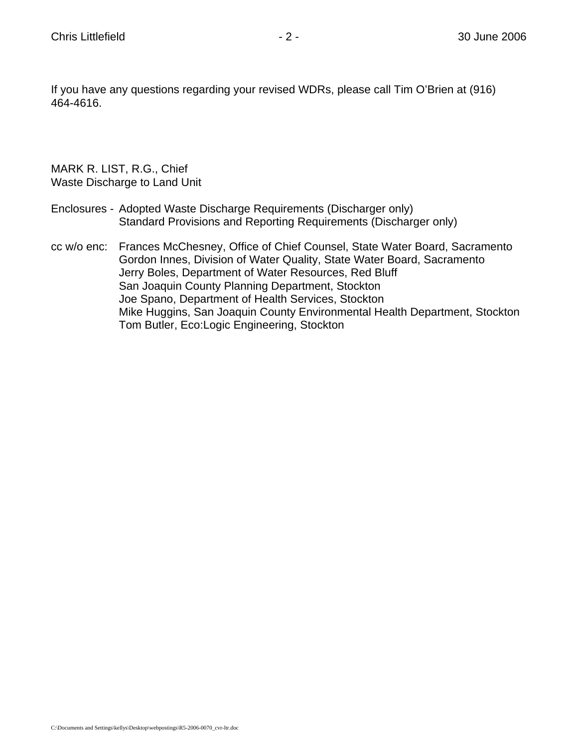If you have any questions regarding your revised WDRs, please call Tim O'Brien at (916) 464-4616.

MARK R. LIST, R.G., Chief
Waste Discharge to Land Unit

Enclosures - Adopted Waste Discharge Requirements (Discharger only)
Standard Provisions and Reporting Requirements (Discharger only)

cc w/o enc: Frances McChesney, Office of Chief Counsel, State Water Board, Sacramento
Gordon Innes, Division of Water Quality, State Water Board, Sacramento
Jerry Boles, Department of Water Resources, Red Bluff
San Joaquin County Planning Department, Stockton
Joe Spano, Department of Health Services, Stockton
Mike Huggins, San Joaquin County Environmental Health Department, Stockton
Tom Butler, Eco:Logic Engineering, Stockton

C:\Documents and Settings\kellys\Desktop\webpostings\R5-2006-0070_cvr-ltr.doc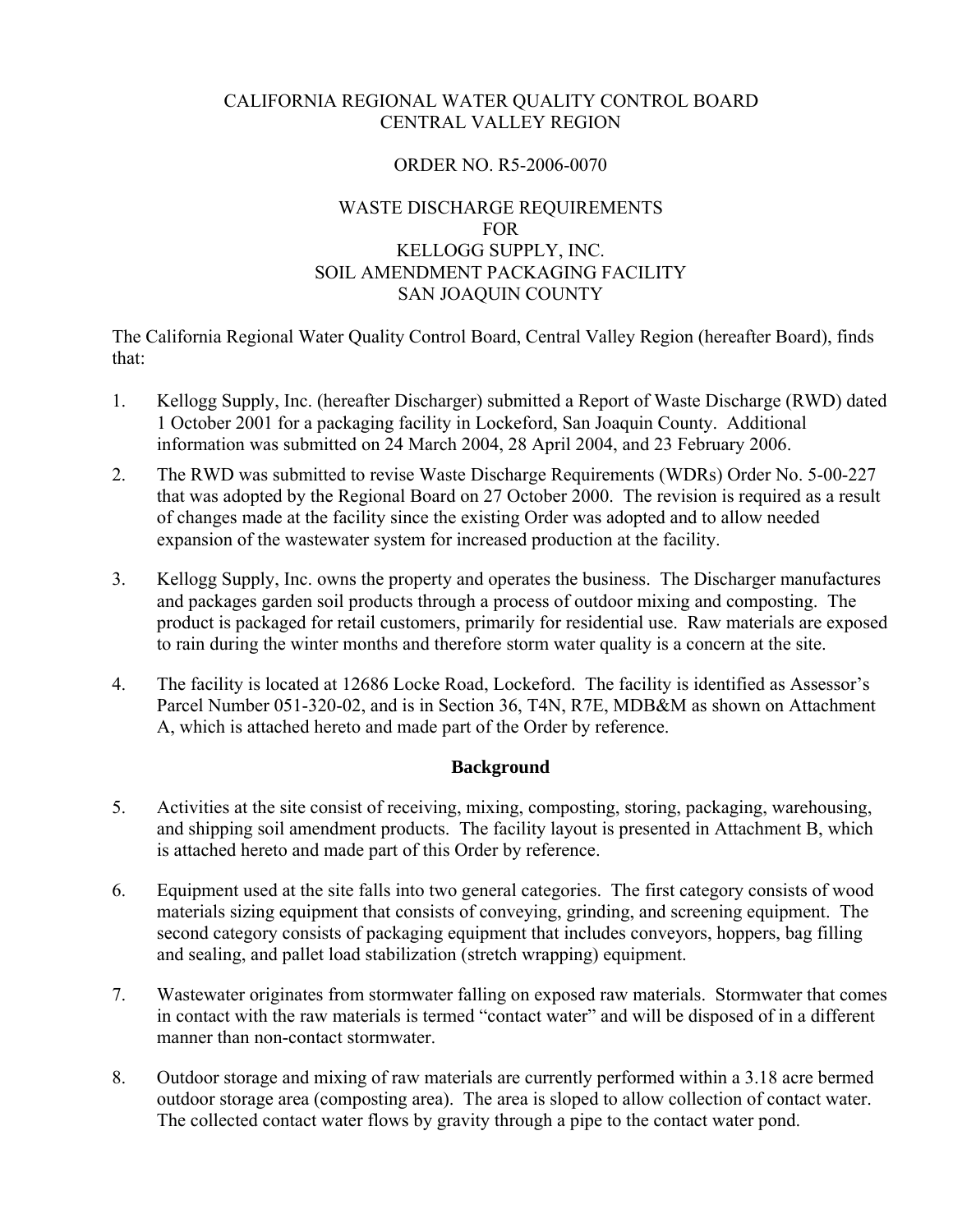CALIFORNIA REGIONAL WATER QUALITY CONTROL BOARD
CENTRAL VALLEY REGION

ORDER NO. R5-2006-0070

WASTE DISCHARGE REQUIREMENTS
FOR
KELLOGG SUPPLY, INC.
SOIL AMENDMENT PACKAGING FACILITY
SAN JOAQUIN COUNTY

The California Regional Water Quality Control Board, Central Valley Region (hereafter Board), finds that:

1. Kellogg Supply, Inc. (hereafter Discharger) submitted a Report of Waste Discharge (RWD) dated 1 October 2001 for a packaging facility in Lockeford, San Joaquin County. Additional information was submitted on 24 March 2004, 28 April 2004, and 23 February 2006.

2. The RWD was submitted to revise Waste Discharge Requirements (WDRs) Order No. 5-00-227 that was adopted by the Regional Board on 27 October 2000. The revision is required as a result of changes made at the facility since the existing Order was adopted and to allow needed expansion of the wastewater system for increased production at the facility.

3. Kellogg Supply, Inc. owns the property and operates the business. The Discharger manufactures and packages garden soil products through a process of outdoor mixing and composting. The product is packaged for retail customers, primarily for residential use. Raw materials are exposed to rain during the winter months and therefore storm water quality is a concern at the site.

4. The facility is located at 12686 Locke Road, Lockeford. The facility is identified as Assessor's Parcel Number 051-320-02, and is in Section 36, T4N, R7E, MDB&M as shown on Attachment A, which is attached hereto and made part of the Order by reference.

## Background

5. Activities at the site consist of receiving, mixing, composting, storing, packaging, warehousing, and shipping soil amendment products. The facility layout is presented in Attachment B, which is attached hereto and made part of this Order by reference.

6. Equipment used at the site falls into two general categories. The first category consists of wood materials sizing equipment that consists of conveying, grinding, and screening equipment. The second category consists of packaging equipment that includes conveyors, hoppers, bag filling and sealing, and pallet load stabilization (stretch wrapping) equipment.

7. Wastewater originates from stormwater falling on exposed raw materials. Stormwater that comes in contact with the raw materials is termed "contact water" and will be disposed of in a different manner than non-contact stormwater.

8. Outdoor storage and mixing of raw materials are currently performed within a 3.18 acre bermed outdoor storage area (composting area). The area is sloped to allow collection of contact water. The collected contact water flows by gravity through a pipe to the contact water pond.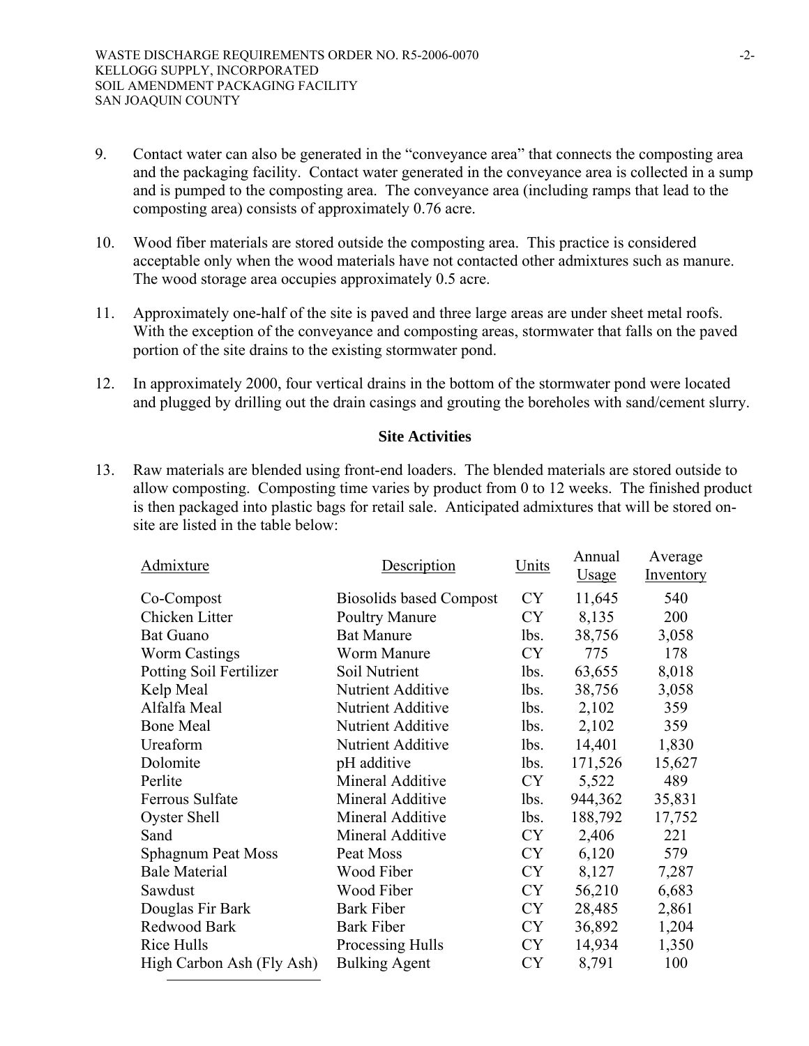9. Contact water can also be generated in the "conveyance area" that connects the composting area and the packaging facility. Contact water generated in the conveyance area is collected in a sump and is pumped to the composting area. The conveyance area (including ramps that lead to the composting area) consists of approximately 0.76 acre.

10. Wood fiber materials are stored outside the composting area. This practice is considered acceptable only when the wood materials have not contacted other admixtures such as manure. The wood storage area occupies approximately 0.5 acre.

11. Approximately one-half of the site is paved and three large areas are under sheet metal roofs. With the exception of the conveyance and composting areas, stormwater that falls on the paved portion of the site drains to the existing stormwater pond.

12. In approximately 2000, four vertical drains in the bottom of the stormwater pond were located and plugged by drilling out the drain casings and grouting the boreholes with sand/cement slurry.

**Site Activities**

13. Raw materials are blended using front-end loaders. The blended materials are stored outside to allow composting. Composting time varies by product from 0 to 12 weeks. The finished product is then packaged into plastic bags for retail sale. Anticipated admixtures that will be stored on-site are listed in the table below:

| Admixture | Description | Units | Annual Usage | Average Inventory |
|---|---|---|---|---|
| Co-Compost | Biosolids based Compost | CY | 11,645 | 540 |
| Chicken Litter | Poultry Manure | CY | 8,135 | 200 |
| Bat Guano | Bat Manure | lbs. | 38,756 | 3,058 |
| Worm Castings | Worm Manure | CY | 775 | 178 |
| Potting Soil Fertilizer | Soil Nutrient | lbs. | 63,655 | 8,018 |
| Kelp Meal | Nutrient Additive | lbs. | 38,756 | 3,058 |
| Alfalfa Meal | Nutrient Additive | lbs. | 2,102 | 359 |
| Bone Meal | Nutrient Additive | lbs. | 2,102 | 359 |
| Ureaform | Nutrient Additive | lbs. | 14,401 | 1,830 |
| Dolomite | pH additive | lbs. | 171,526 | 15,627 |
| Perlite | Mineral Additive | CY | 5,522 | 489 |
| Ferrous Sulfate | Mineral Additive | lbs. | 944,362 | 35,831 |
| Oyster Shell | Mineral Additive | lbs. | 188,792 | 17,752 |
| Sand | Mineral Additive | CY | 2,406 | 221 |
| Sphagnum Peat Moss | Peat Moss | CY | 6,120 | 579 |
| Bale Material | Wood Fiber | CY | 8,127 | 7,287 |
| Sawdust | Wood Fiber | CY | 56,210 | 6,683 |
| Douglas Fir Bark | Bark Fiber | CY | 28,485 | 2,861 |
| Redwood Bark | Bark Fiber | CY | 36,892 | 1,204 |
| Rice Hulls | Processing Hulls | CY | 14,934 | 1,350 |
| High Carbon Ash (Fly Ash) | Bulking Agent | CY | 8,791 | 100 |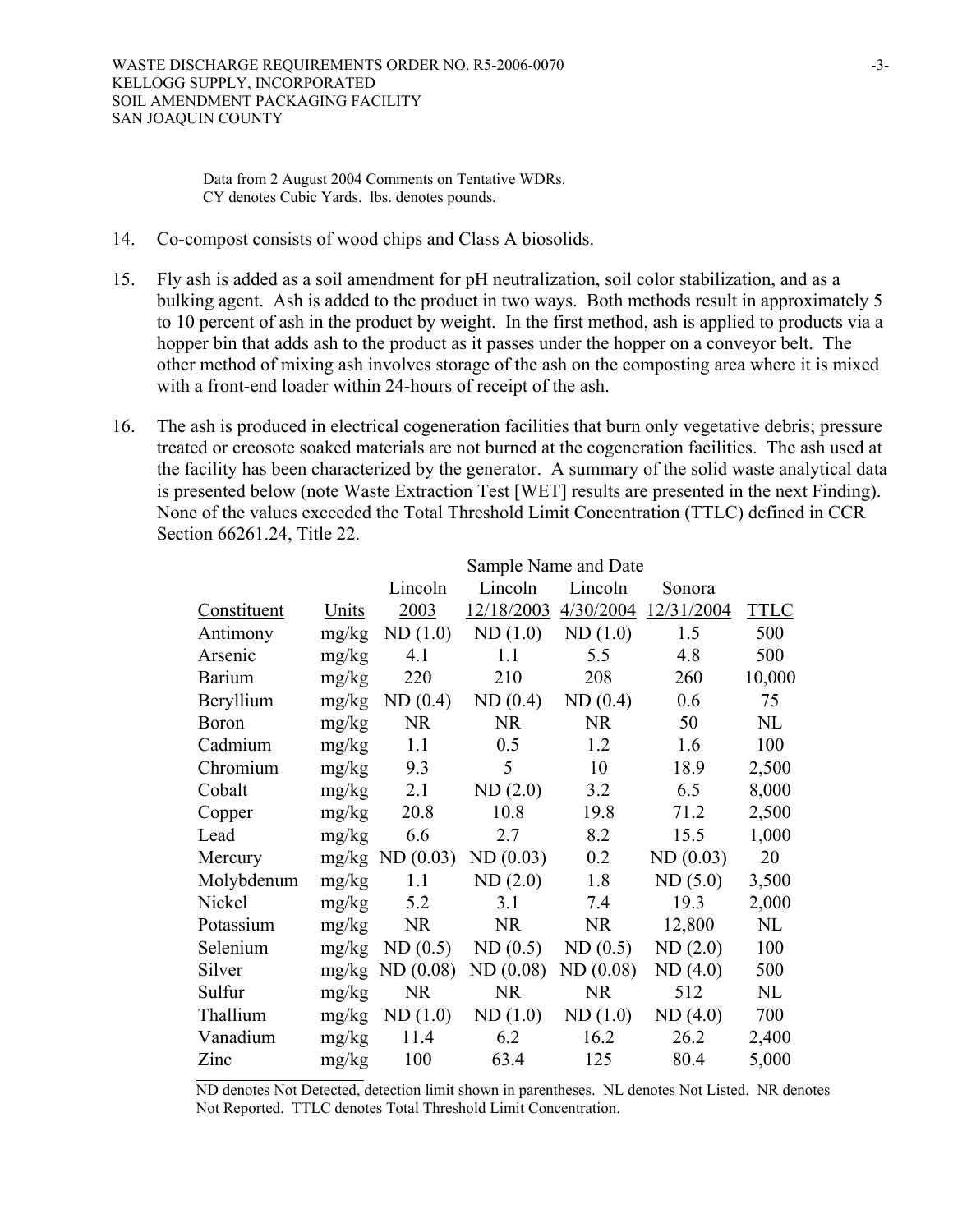Data from 2 August 2004 Comments on Tentative WDRs.
CY denotes Cubic Yards. lbs. denotes pounds.

14. Co-compost consists of wood chips and Class A biosolids.

15. Fly ash is added as a soil amendment for pH neutralization, soil color stabilization, and as a bulking agent. Ash is added to the product in two ways. Both methods result in approximately 5 to 10 percent of ash in the product by weight. In the first method, ash is applied to products via a hopper bin that adds ash to the product as it passes under the hopper on a conveyor belt. The other method of mixing ash involves storage of the ash on the composting area where it is mixed with a front-end loader within 24-hours of receipt of the ash.

16. The ash is produced in electrical cogeneration facilities that burn only vegetative debris; pressure treated or creosote soaked materials are not burned at the cogeneration facilities. The ash used at the facility has been characterized by the generator. A summary of the solid waste analytical data is presented below (note Waste Extraction Test [WET] results are presented in the next Finding). None of the values exceeded the Total Threshold Limit Concentration (TTLC) defined in CCR Section 66261.24, Title 22.

| | | Sample Name and Date | | | | |
|---|---|---|---|---|---|---|
| Constituent | Units | Lincoln 2003 | Lincoln 12/18/2003 | Lincoln 4/30/2004 | Sonora 12/31/2004 | TTLC |
| Antimony | mg/kg | ND (1.0) | ND (1.0) | ND (1.0) | 1.5 | 500 |
| Arsenic | mg/kg | 4.1 | 1.1 | 5.5 | 4.8 | 500 |
| Barium | mg/kg | 220 | 210 | 208 | 260 | 10,000 |
| Beryllium | mg/kg | ND (0.4) | ND (0.4) | ND (0.4) | 0.6 | 75 |
| Boron | mg/kg | NR | NR | NR | 50 | NL |
| Cadmium | mg/kg | 1.1 | 0.5 | 1.2 | 1.6 | 100 |
| Chromium | mg/kg | 9.3 | 5 | 10 | 18.9 | 2,500 |
| Cobalt | mg/kg | 2.1 | ND (2.0) | 3.2 | 6.5 | 8,000 |
| Copper | mg/kg | 20.8 | 10.8 | 19.8 | 71.2 | 2,500 |
| Lead | mg/kg | 6.6 | 2.7 | 8.2 | 15.5 | 1,000 |
| Mercury | mg/kg | ND (0.03) | ND (0.03) | 0.2 | ND (0.03) | 20 |
| Molybdenum | mg/kg | 1.1 | ND (2.0) | 1.8 | ND (5.0) | 3,500 |
| Nickel | mg/kg | 5.2 | 3.1 | 7.4 | 19.3 | 2,000 |
| Potassium | mg/kg | NR | NR | NR | 12,800 | NL |
| Selenium | mg/kg | ND (0.5) | ND (0.5) | ND (0.5) | ND (2.0) | 100 |
| Silver | mg/kg | ND (0.08) | ND (0.08) | ND (0.08) | ND (4.0) | 500 |
| Sulfur | mg/kg | NR | NR | NR | 512 | NL |
| Thallium | mg/kg | ND (1.0) | ND (1.0) | ND (1.0) | ND (4.0) | 700 |
| Vanadium | mg/kg | 11.4 | 6.2 | 16.2 | 26.2 | 2,400 |
| Zinc | mg/kg | 100 | 63.4 | 125 | 80.4 | 5,000 |

ND denotes Not Detected, detection limit shown in parentheses. NL denotes Not Listed. NR denotes Not Reported. TTLC denotes Total Threshold Limit Concentration.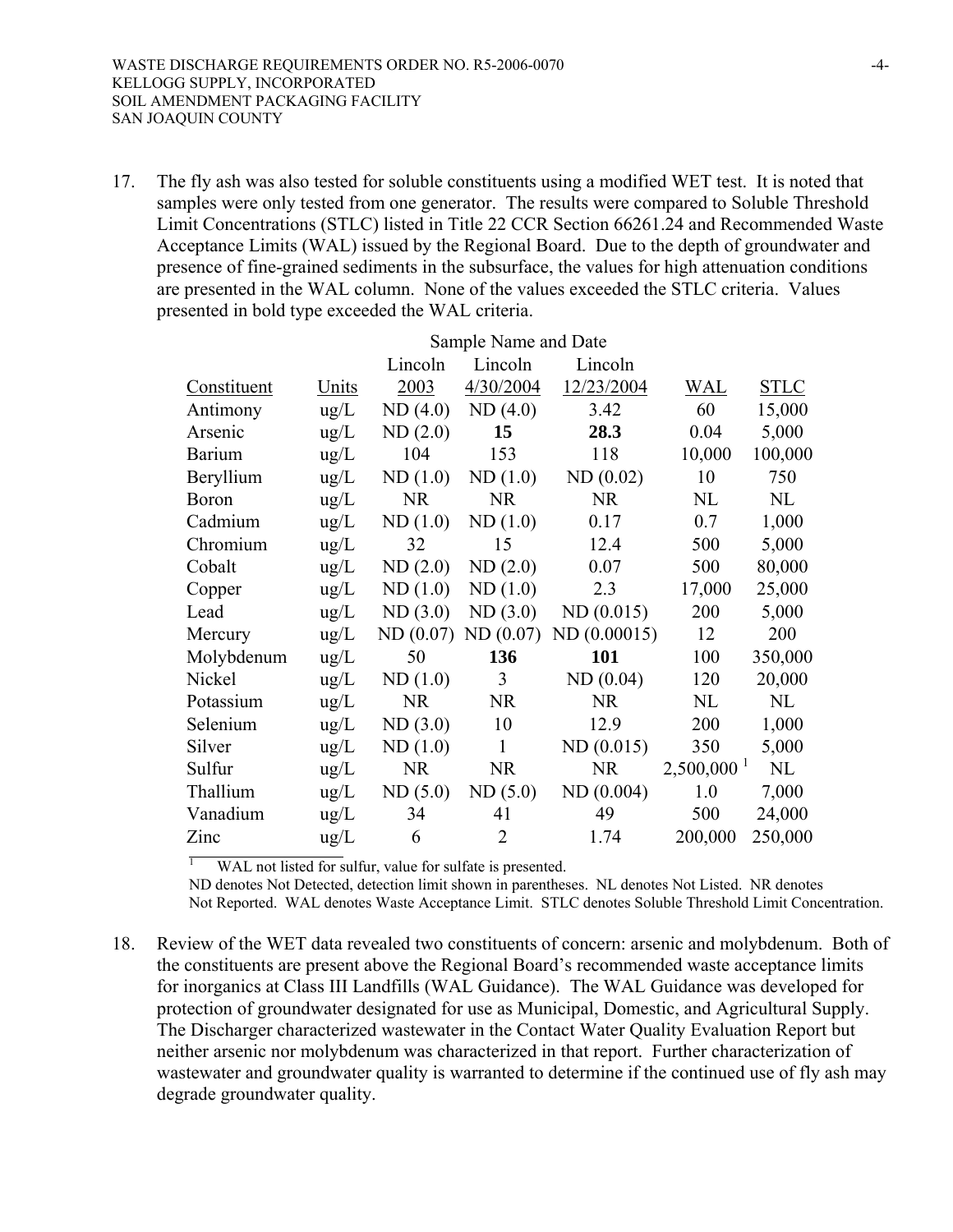17. The fly ash was also tested for soluble constituents using a modified WET test. It is noted that samples were only tested from one generator. The results were compared to Soluble Threshold Limit Concentrations (STLC) listed in Title 22 CCR Section 66261.24 and Recommended Waste Acceptance Limits (WAL) issued by the Regional Board. Due to the depth of groundwater and presence of fine-grained sediments in the subsurface, the values for high attenuation conditions are presented in the WAL column. None of the values exceeded the STLC criteria. Values presented in bold type exceeded the WAL criteria.

| | | Sample Name and Date | | | | |
|---|---|---|---|---|---|---|
| Constituent | Units | Lincoln 2003 | Lincoln 4/30/2004 | Lincoln 12/23/2004 | WAL | STLC |
| Antimony | ug/L | ND (4.0) | ND (4.0) | 3.42 | 60 | 15,000 |
| Arsenic | ug/L | ND (2.0) | **15** | **28.3** | 0.04 | 5,000 |
| Barium | ug/L | 104 | 153 | 118 | 10,000 | 100,000 |
| Beryllium | ug/L | ND (1.0) | ND (1.0) | ND (0.02) | 10 | 750 |
| Boron | ug/L | NR | NR | NR | NL | NL |
| Cadmium | ug/L | ND (1.0) | ND (1.0) | 0.17 | 0.7 | 1,000 |
| Chromium | ug/L | 32 | 15 | 12.4 | 500 | 5,000 |
| Cobalt | ug/L | ND (2.0) | ND (2.0) | 0.07 | 500 | 80,000 |
| Copper | ug/L | ND (1.0) | ND (1.0) | 2.3 | 17,000 | 25,000 |
| Lead | ug/L | ND (3.0) | ND (3.0) | ND (0.015) | 200 | 5,000 |
| Mercury | ug/L | ND (0.07) | ND (0.07) | ND (0.00015) | 12 | 200 |
| Molybdenum | ug/L | 50 | **136** | **101** | 100 | 350,000 |
| Nickel | ug/L | ND (1.0) | 3 | ND (0.04) | 120 | 20,000 |
| Potassium | ug/L | NR | NR | NR | NL | NL |
| Selenium | ug/L | ND (3.0) | 10 | 12.9 | 200 | 1,000 |
| Silver | ug/L | ND (1.0) | 1 | ND (0.015) | 350 | 5,000 |
| Sulfur | ug/L | NR | NR | NR | 2,500,000 [1] | NL |
| Thallium | ug/L | ND (5.0) | ND (5.0) | ND (0.004) | 1.0 | 7,000 |
| Vanadium | ug/L | 34 | 41 | 49 | 500 | 24,000 |
| Zinc | ug/L | 6 | 2 | 1.74 | 200,000 | 250,000 |

[1] WAL not listed for sulfur, value for sulfate is presented.

ND denotes Not Detected, detection limit shown in parentheses. NL denotes Not Listed. NR denotes Not Reported. WAL denotes Waste Acceptance Limit. STLC denotes Soluble Threshold Limit Concentration.

18. Review of the WET data revealed two constituents of concern: arsenic and molybdenum. Both of the constituents are present above the Regional Board's recommended waste acceptance limits for inorganics at Class III Landfills (WAL Guidance). The WAL Guidance was developed for protection of groundwater designated for use as Municipal, Domestic, and Agricultural Supply. The Discharger characterized wastewater in the Contact Water Quality Evaluation Report but neither arsenic nor molybdenum was characterized in that report. Further characterization of wastewater and groundwater quality is warranted to determine if the continued use of fly ash may degrade groundwater quality.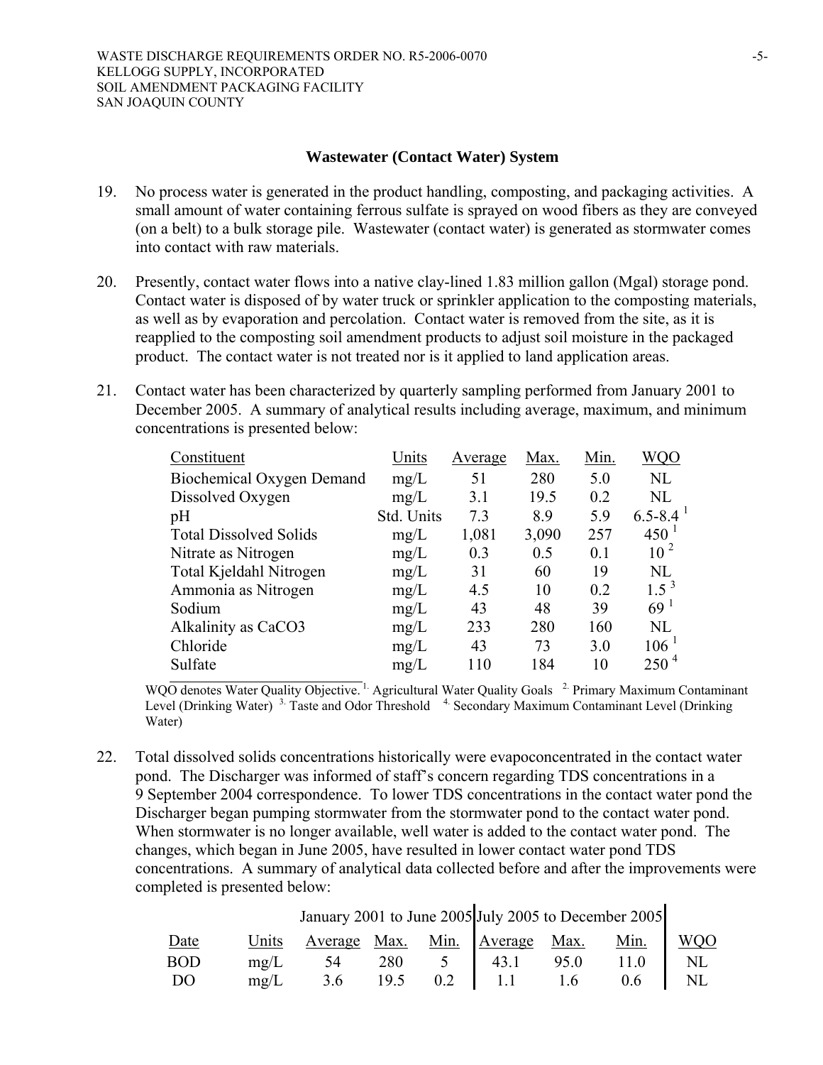### Wastewater (Contact Water) System

19. No process water is generated in the product handling, composting, and packaging activities. A small amount of water containing ferrous sulfate is sprayed on wood fibers as they are conveyed (on a belt) to a bulk storage pile. Wastewater (contact water) is generated as stormwater comes into contact with raw materials.

20. Presently, contact water flows into a native clay-lined 1.83 million gallon (Mgal) storage pond. Contact water is disposed of by water truck or sprinkler application to the composting materials, as well as by evaporation and percolation. Contact water is removed from the site, as it is reapplied to the composting soil amendment products to adjust soil moisture in the packaged product. The contact water is not treated nor is it applied to land application areas.

21. Contact water has been characterized by quarterly sampling performed from January 2001 to December 2005. A summary of analytical results including average, maximum, and minimum concentrations is presented below:

| Constituent | Units | Average | Max. | Min. | WQO |
|---|---|---|---|---|---|
| Biochemical Oxygen Demand | mg/L | 51 | 280 | 5.0 | NL |
| Dissolved Oxygen | mg/L | 3.1 | 19.5 | 0.2 | NL |
| pH | Std. Units | 7.3 | 8.9 | 5.9 | 6.5-8.4 [1] |
| Total Dissolved Solids | mg/L | 1,081 | 3,090 | 257 | 450 [1] |
| Nitrate as Nitrogen | mg/L | 0.3 | 0.5 | 0.1 | 10 [2] |
| Total Kjeldahl Nitrogen | mg/L | 31 | 60 | 19 | NL |
| Ammonia as Nitrogen | mg/L | 4.5 | 10 | 0.2 | 1.5 [3] |
| Sodium | mg/L | 43 | 48 | 39 | 69 [1] |
| Alkalinity as CaCO3 | mg/L | 233 | 280 | 160 | NL |
| Chloride | mg/L | 43 | 73 | 3.0 | 106 [1] |
| Sulfate | mg/L | 110 | 184 | 10 | 250 [4] |

WQO denotes Water Quality Objective. [1] Agricultural Water Quality Goals [2] Primary Maximum Contaminant Level (Drinking Water) [3] Taste and Odor Threshold [4] Secondary Maximum Contaminant Level (Drinking Water)

22. Total dissolved solids concentrations historically were evapoconcentrated in the contact water pond. The Discharger was informed of staff's concern regarding TDS concentrations in a 9 September 2004 correspondence. To lower TDS concentrations in the contact water pond the Discharger began pumping stormwater from the stormwater pond to the contact water pond. When stormwater is no longer available, well water is added to the contact water pond. The changes, which began in June 2005, have resulted in lower contact water pond TDS concentrations. A summary of analytical data collected before and after the improvements were completed is presented below:

| | | January 2001 to June 2005 | | | July 2005 to December 2005 | | | |
|---|---|---|---|---|---|---|---|---|
| Date | Units | Average | Max. | Min. | Average | Max. | Min. | WQO |
| BOD | mg/L | 54 | 280 | 5 | 43.1 | 95.0 | 11.0 | NL |
| DO | mg/L | 3.6 | 19.5 | 0.2 | 1.1 | 1.6 | 0.6 | NL |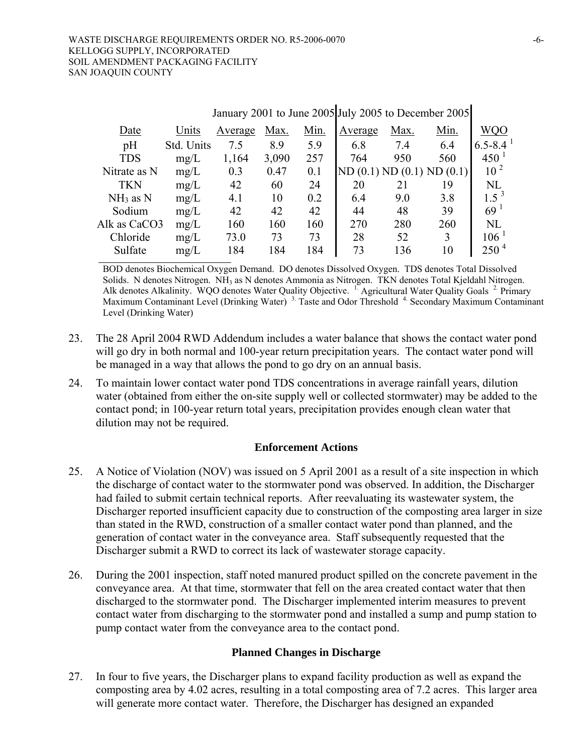| | | January 2001 to June 2005 | | | July 2005 to December 2005 | | | |
|---|---|---|---|---|---|---|---|---|
| Date | Units | Average | Max. | Min. | Average | Max. | Min. | WQO |
| pH | Std. Units | 7.5 | 8.9 | 5.9 | 6.8 | 7.4 | 6.4 | 6.5-8.4 [1] |
| TDS | mg/L | 1,164 | 3,090 | 257 | 764 | 950 | 560 | 450 [1] |
| Nitrate as N | mg/L | 0.3 | 0.47 | 0.1 | ND (0.1) | ND (0.1) | ND (0.1) | 10 [2] |
| TKN | mg/L | 42 | 60 | 24 | 20 | 21 | 19 | NL |
| $NH_3$ as N | mg/L | 4.1 | 10 | 0.2 | 6.4 | 9.0 | 3.8 | 1.5 [3] |
| Sodium | mg/L | 42 | 42 | 42 | 44 | 48 | 39 | 69 [1] |
| Alk as CaCO3 | mg/L | 160 | 160 | 160 | 270 | 280 | 260 | NL |
| Chloride | mg/L | 73.0 | 73 | 73 | 28 | 52 | 3 | 106 [1] |
| Sulfate | mg/L | 184 | 184 | 184 | 73 | 136 | 10 | 250 [4] |

BOD denotes Biochemical Oxygen Demand. DO denotes Dissolved Oxygen. TDS denotes Total Dissolved Solids. N denotes Nitrogen. $NH_3$ as N denotes Ammonia as Nitrogen. TKN denotes Total Kjeldahl Nitrogen. Alk denotes Alkalinity. WQO denotes Water Quality Objective. [1.] Agricultural Water Quality Goals [2.] Primary Maximum Contaminant Level (Drinking Water) [3.] Taste and Odor Threshold [4.] Secondary Maximum Contaminant Level (Drinking Water)

23. The 28 April 2004 RWD Addendum includes a water balance that shows the contact water pond will go dry in both normal and 100-year return precipitation years. The contact water pond will be managed in a way that allows the pond to go dry on an annual basis.

24. To maintain lower contact water pond TDS concentrations in average rainfall years, dilution water (obtained from either the on-site supply well or collected stormwater) may be added to the contact pond; in 100-year return total years, precipitation provides enough clean water that dilution may not be required.

### Enforcement Actions

25. A Notice of Violation (NOV) was issued on 5 April 2001 as a result of a site inspection in which the discharge of contact water to the stormwater pond was observed. In addition, the Discharger had failed to submit certain technical reports. After reevaluating its wastewater system, the Discharger reported insufficient capacity due to construction of the composting area larger in size than stated in the RWD, construction of a smaller contact water pond than planned, and the generation of contact water in the conveyance area. Staff subsequently requested that the Discharger submit a RWD to correct its lack of wastewater storage capacity.

26. During the 2001 inspection, staff noted manured product spilled on the concrete pavement in the conveyance area. At that time, stormwater that fell on the area created contact water that then discharged to the stormwater pond. The Discharger implemented interim measures to prevent contact water from discharging to the stormwater pond and installed a sump and pump station to pump contact water from the conveyance area to the contact pond.

### Planned Changes in Discharge

27. In four to five years, the Discharger plans to expand facility production as well as expand the composting area by 4.02 acres, resulting in a total composting area of 7.2 acres. This larger area will generate more contact water. Therefore, the Discharger has designed an expanded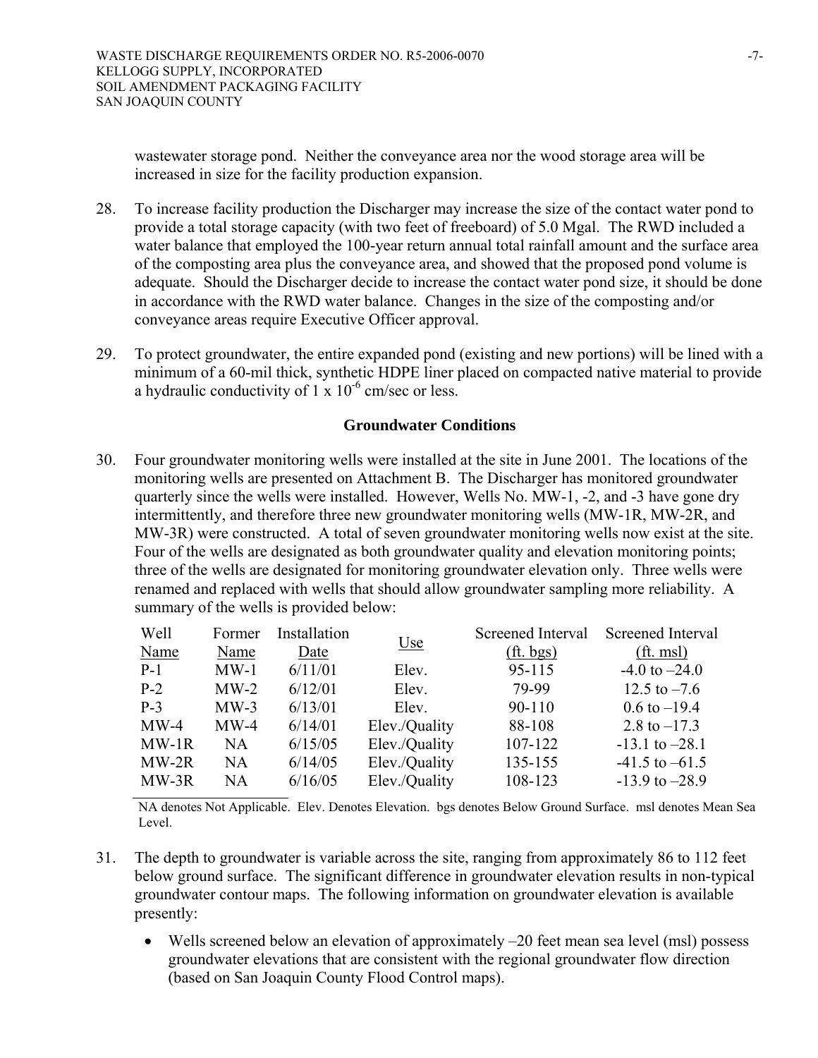wastewater storage pond. Neither the conveyance area nor the wood storage area will be increased in size for the facility production expansion.

28. To increase facility production the Discharger may increase the size of the contact water pond to provide a total storage capacity (with two feet of freeboard) of 5.0 Mgal. The RWD included a water balance that employed the 100-year return annual total rainfall amount and the surface area of the composting area plus the conveyance area, and showed that the proposed pond volume is adequate. Should the Discharger decide to increase the contact water pond size, it should be done in accordance with the RWD water balance. Changes in the size of the composting and/or conveyance areas require Executive Officer approval.

29. To protect groundwater, the entire expanded pond (existing and new portions) will be lined with a minimum of a 60-mil thick, synthetic HDPE liner placed on compacted native material to provide a hydraulic conductivity of $1 \times 10^{-6}$ cm/sec or less.

## Groundwater Conditions

30. Four groundwater monitoring wells were installed at the site in June 2001. The locations of the monitoring wells are presented on Attachment B. The Discharger has monitored groundwater quarterly since the wells were installed. However, Wells No. MW-1, -2, and -3 have gone dry intermittently, and therefore three new groundwater monitoring wells (MW-1R, MW-2R, and MW-3R) were constructed. A total of seven groundwater monitoring wells now exist at the site. Four of the wells are designated as both groundwater quality and elevation monitoring points; three of the wells are designated for monitoring groundwater elevation only. Three wells were renamed and replaced with wells that should allow groundwater sampling more reliability. A summary of the wells is provided below:

| Well Name | Former Name | Installation Date | Use | Screened Interval (ft. bgs) | Screened Interval (ft. msl) |
|---|---|---|---|---|---|
| P-1 | MW-1 | 6/11/01 | Elev. | 95-115 | -4.0 to –24.0 |
| P-2 | MW-2 | 6/12/01 | Elev. | 79-99 | 12.5 to –7.6 |
| P-3 | MW-3 | 6/13/01 | Elev. | 90-110 | 0.6 to –19.4 |
| MW-4 | MW-4 | 6/14/01 | Elev./Quality | 88-108 | 2.8 to –17.3 |
| MW-1R | NA | 6/15/05 | Elev./Quality | 107-122 | -13.1 to –28.1 |
| MW-2R | NA | 6/14/05 | Elev./Quality | 135-155 | -41.5 to –61.5 |
| MW-3R | NA | 6/16/05 | Elev./Quality | 108-123 | -13.9 to –28.9 |

NA denotes Not Applicable. Elev. Denotes Elevation. bgs denotes Below Ground Surface. msl denotes Mean Sea Level.

31. The depth to groundwater is variable across the site, ranging from approximately 86 to 112 feet below ground surface. The significant difference in groundwater elevation results in non-typical groundwater contour maps. The following information on groundwater elevation is available presently:

    - Wells screened below an elevation of approximately –20 feet mean sea level (msl) possess groundwater elevations that are consistent with the regional groundwater flow direction (based on San Joaquin County Flood Control maps).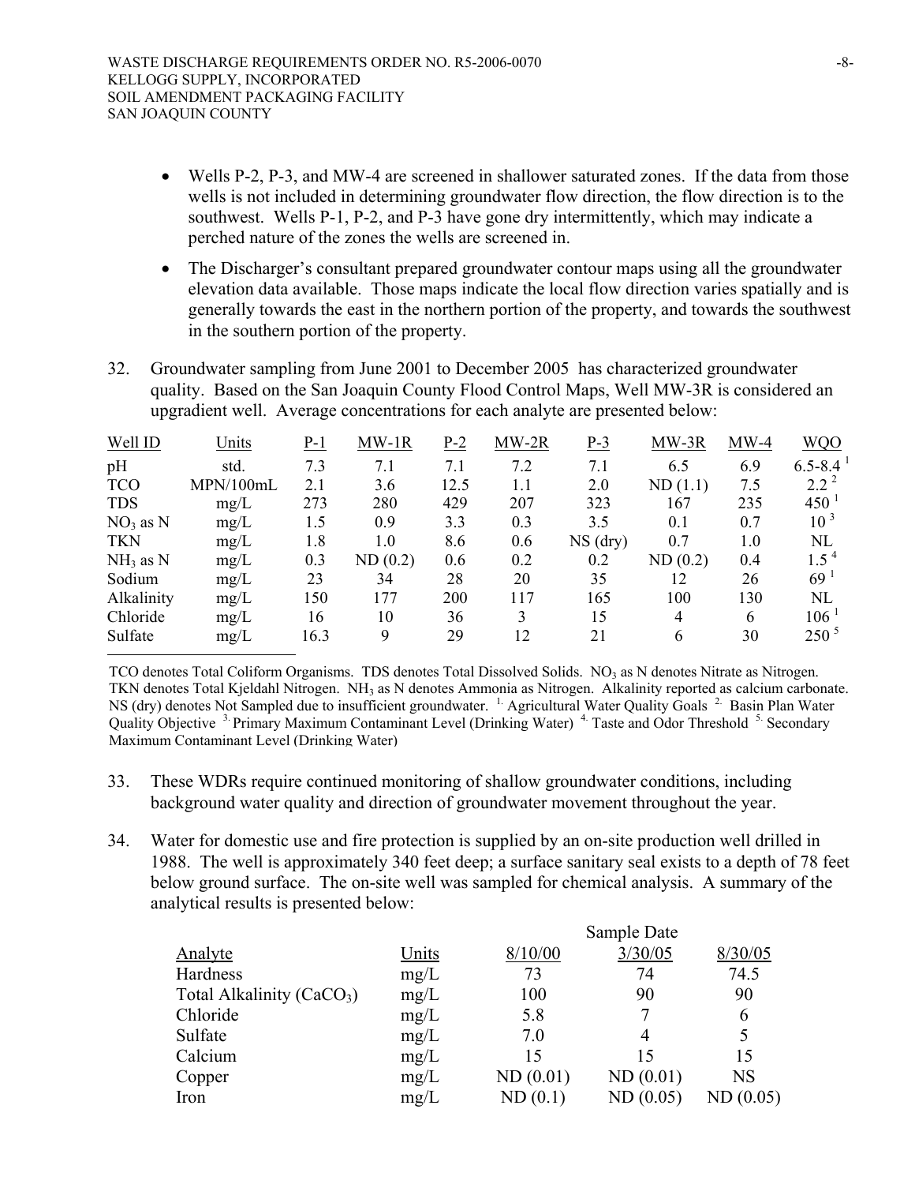- Wells P-2, P-3, and MW-4 are screened in shallower saturated zones. If the data from those wells is not included in determining groundwater flow direction, the flow direction is to the southwest. Wells P-1, P-2, and P-3 have gone dry intermittently, which may indicate a perched nature of the zones the wells are screened in.

- The Discharger's consultant prepared groundwater contour maps using all the groundwater elevation data available. Those maps indicate the local flow direction varies spatially and is generally towards the east in the northern portion of the property, and towards the southwest in the southern portion of the property.

32. Groundwater sampling from June 2001 to December 2005 has characterized groundwater quality. Based on the San Joaquin County Flood Control Maps, Well MW-3R is considered an upgradient well. Average concentrations for each analyte are presented below:

| Well ID | Units | P-1 | MW-1R | P-2 | MW-2R | P-3 | MW-3R | MW-4 | WQO |
|---|---|---|---|---|---|---|---|---|---|
| pH | std. | 7.3 | 7.1 | 7.1 | 7.2 | 7.1 | 6.5 | 6.9 | 6.5-8.4 [1] |
| TCO | MPN/100mL | 2.1 | 3.6 | 12.5 | 1.1 | 2.0 | ND (1.1) | 7.5 | 2.2 [2] |
| TDS | mg/L | 273 | 280 | 429 | 207 | 323 | 167 | 235 | 450 [1] |
| $NO_3$ as N | mg/L | 1.5 | 0.9 | 3.3 | 0.3 | 3.5 | 0.1 | 0.7 | 10 [3] |
| TKN | mg/L | 1.8 | 1.0 | 8.6 | 0.6 | NS (dry) | 0.7 | 1.0 | NL |
| $NH_3$ as N | mg/L | 0.3 | ND (0.2) | 0.6 | 0.2 | 0.2 | ND (0.2) | 0.4 | 1.5 [4] |
| Sodium | mg/L | 23 | 34 | 28 | 20 | 35 | 12 | 26 | 69 [1] |
| Alkalinity | mg/L | 150 | 177 | 200 | 117 | 165 | 100 | 130 | NL |
| Chloride | mg/L | 16 | 10 | 36 | 3 | 15 | 4 | 6 | 106 [1] |
| Sulfate | mg/L | 16.3 | 9 | 29 | 12 | 21 | 6 | 30 | 250 [5] |

TCO denotes Total Coliform Organisms. TDS denotes Total Dissolved Solids. $NO_3$ as N denotes Nitrate as Nitrogen. TKN denotes Total Kjeldahl Nitrogen. $NH_3$ as N denotes Ammonia as Nitrogen. Alkalinity reported as calcium carbonate. NS (dry) denotes Not Sampled due to insufficient groundwater. [1] Agricultural Water Quality Goals [2] Basin Plan Water Quality Objective [3] Primary Maximum Contaminant Level (Drinking Water) [4] Taste and Odor Threshold [5] Secondary Maximum Contaminant Level (Drinking Water)

33. These WDRs require continued monitoring of shallow groundwater conditions, including background water quality and direction of groundwater movement throughout the year.

34. Water for domestic use and fire protection is supplied by an on-site production well drilled in 1988. The well is approximately 340 feet deep; a surface sanitary seal exists to a depth of 78 feet below ground surface. The on-site well was sampled for chemical analysis. A summary of the analytical results is presented below:

| | | Sample Date | | |
|---|---|---|---|---|
| Analyte | Units | 8/10/00 | 3/30/05 | 8/30/05 |
| Hardness | mg/L | 73 | 74 | 74.5 |
| Total Alkalinity ($CaCO_3$) | mg/L | 100 | 90 | 90 |
| Chloride | mg/L | 5.8 | 7 | 6 |
| Sulfate | mg/L | 7.0 | 4 | 5 |
| Calcium | mg/L | 15 | 15 | 15 |
| Copper | mg/L | ND (0.01) | ND (0.01) | NS |
| Iron | mg/L | ND (0.1) | ND (0.05) | ND (0.05) |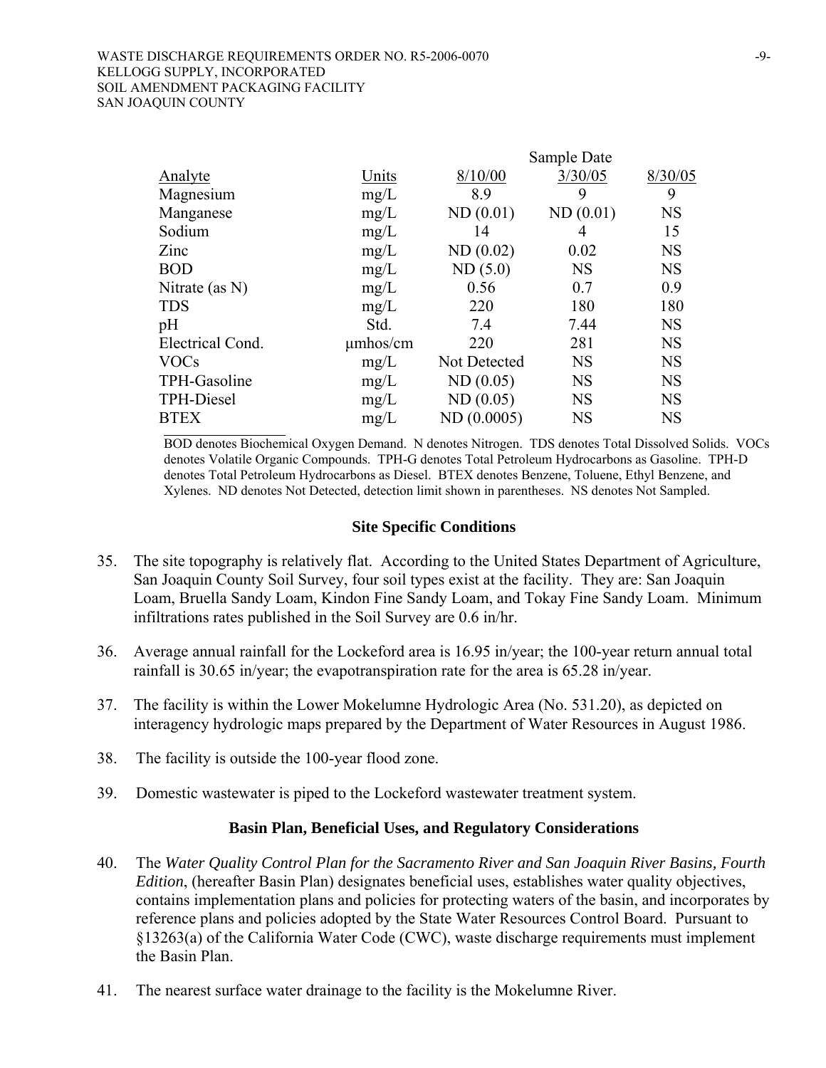| Analyte | Units | Sample Date 8/10/00 | 3/30/05 | 8/30/05 |
|---|---|---|---|---|
| Magnesium | mg/L | 8.9 | 9 | 9 |
| Manganese | mg/L | ND (0.01) | ND (0.01) | NS |
| Sodium | mg/L | 14 | 4 | 15 |
| Zinc | mg/L | ND (0.02) | 0.02 | NS |
| BOD | mg/L | ND (5.0) | NS | NS |
| Nitrate (as N) | mg/L | 0.56 | 0.7 | 0.9 |
| TDS | mg/L | 220 | 180 | 180 |
| pH | Std. | 7.4 | 7.44 | NS |
| Electrical Cond. | μmhos/cm | 220 | 281 | NS |
| VOCs | mg/L | Not Detected | NS | NS |
| TPH-Gasoline | mg/L | ND (0.05) | NS | NS |
| TPH-Diesel | mg/L | ND (0.05) | NS | NS |
| BTEX | mg/L | ND (0.0005) | NS | NS |

BOD denotes Biochemical Oxygen Demand. N denotes Nitrogen. TDS denotes Total Dissolved Solids. VOCs denotes Volatile Organic Compounds. TPH-G denotes Total Petroleum Hydrocarbons as Gasoline. TPH-D denotes Total Petroleum Hydrocarbons as Diesel. BTEX denotes Benzene, Toluene, Ethyl Benzene, and Xylenes. ND denotes Not Detected, detection limit shown in parentheses. NS denotes Not Sampled.

## Site Specific Conditions

35. The site topography is relatively flat. According to the United States Department of Agriculture, San Joaquin County Soil Survey, four soil types exist at the facility. They are: San Joaquin Loam, Bruella Sandy Loam, Kindon Fine Sandy Loam, and Tokay Fine Sandy Loam. Minimum infiltrations rates published in the Soil Survey are 0.6 in/hr.

36. Average annual rainfall for the Lockeford area is 16.95 in/year; the 100-year return annual total rainfall is 30.65 in/year; the evapotranspiration rate for the area is 65.28 in/year.

37. The facility is within the Lower Mokelumne Hydrologic Area (No. 531.20), as depicted on interagency hydrologic maps prepared by the Department of Water Resources in August 1986.

38. The facility is outside the 100-year flood zone.

39. Domestic wastewater is piped to the Lockeford wastewater treatment system.

## Basin Plan, Beneficial Uses, and Regulatory Considerations

40. The *Water Quality Control Plan for the Sacramento River and San Joaquin River Basins, Fourth Edition*, (hereafter Basin Plan) designates beneficial uses, establishes water quality objectives, contains implementation plans and policies for protecting waters of the basin, and incorporates by reference plans and policies adopted by the State Water Resources Control Board. Pursuant to §13263(a) of the California Water Code (CWC), waste discharge requirements must implement the Basin Plan.

41. The nearest surface water drainage to the facility is the Mokelumne River.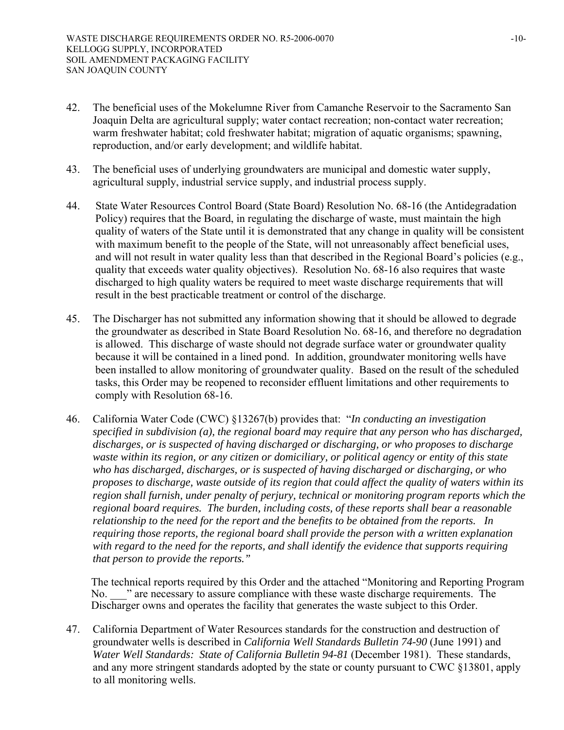42. The beneficial uses of the Mokelumne River from Camanche Reservoir to the Sacramento San Joaquin Delta are agricultural supply; water contact recreation; non-contact water recreation; warm freshwater habitat; cold freshwater habitat; migration of aquatic organisms; spawning, reproduction, and/or early development; and wildlife habitat.

43. The beneficial uses of underlying groundwaters are municipal and domestic water supply, agricultural supply, industrial service supply, and industrial process supply.

44. State Water Resources Control Board (State Board) Resolution No. 68-16 (the Antidegradation Policy) requires that the Board, in regulating the discharge of waste, must maintain the high quality of waters of the State until it is demonstrated that any change in quality will be consistent with maximum benefit to the people of the State, will not unreasonably affect beneficial uses, and will not result in water quality less than that described in the Regional Board's policies (e.g., quality that exceeds water quality objectives). Resolution No. 68-16 also requires that waste discharged to high quality waters be required to meet waste discharge requirements that will result in the best practicable treatment or control of the discharge.

45. The Discharger has not submitted any information showing that it should be allowed to degrade the groundwater as described in State Board Resolution No. 68-16, and therefore no degradation is allowed. This discharge of waste should not degrade surface water or groundwater quality because it will be contained in a lined pond. In addition, groundwater monitoring wells have been installed to allow monitoring of groundwater quality. Based on the result of the scheduled tasks, this Order may be reopened to reconsider effluent limitations and other requirements to comply with Resolution 68-16.

46. California Water Code (CWC) §13267(b) provides that: "*In conducting an investigation specified in subdivision (a), the regional board may require that any person who has discharged, discharges, or is suspected of having discharged or discharging, or who proposes to discharge waste within its region, or any citizen or domiciliary, or political agency or entity of this state who has discharged, discharges, or is suspected of having discharged or discharging, or who proposes to discharge, waste outside of its region that could affect the quality of waters within its region shall furnish, under penalty of perjury, technical or monitoring program reports which the regional board requires. The burden, including costs, of these reports shall bear a reasonable relationship to the need for the report and the benefits to be obtained from the reports. In requiring those reports, the regional board shall provide the person with a written explanation with regard to the need for the reports, and shall identify the evidence that supports requiring that person to provide the reports.*"

    The technical reports required by this Order and the attached "Monitoring and Reporting Program No. ___" are necessary to assure compliance with these waste discharge requirements. The Discharger owns and operates the facility that generates the waste subject to this Order.

47. California Department of Water Resources standards for the construction and destruction of groundwater wells is described in *California Well Standards Bulletin 74-90* (June 1991) and *Water Well Standards: State of California Bulletin 94-81* (December 1981). These standards, and any more stringent standards adopted by the state or county pursuant to CWC §13801, apply to all monitoring wells.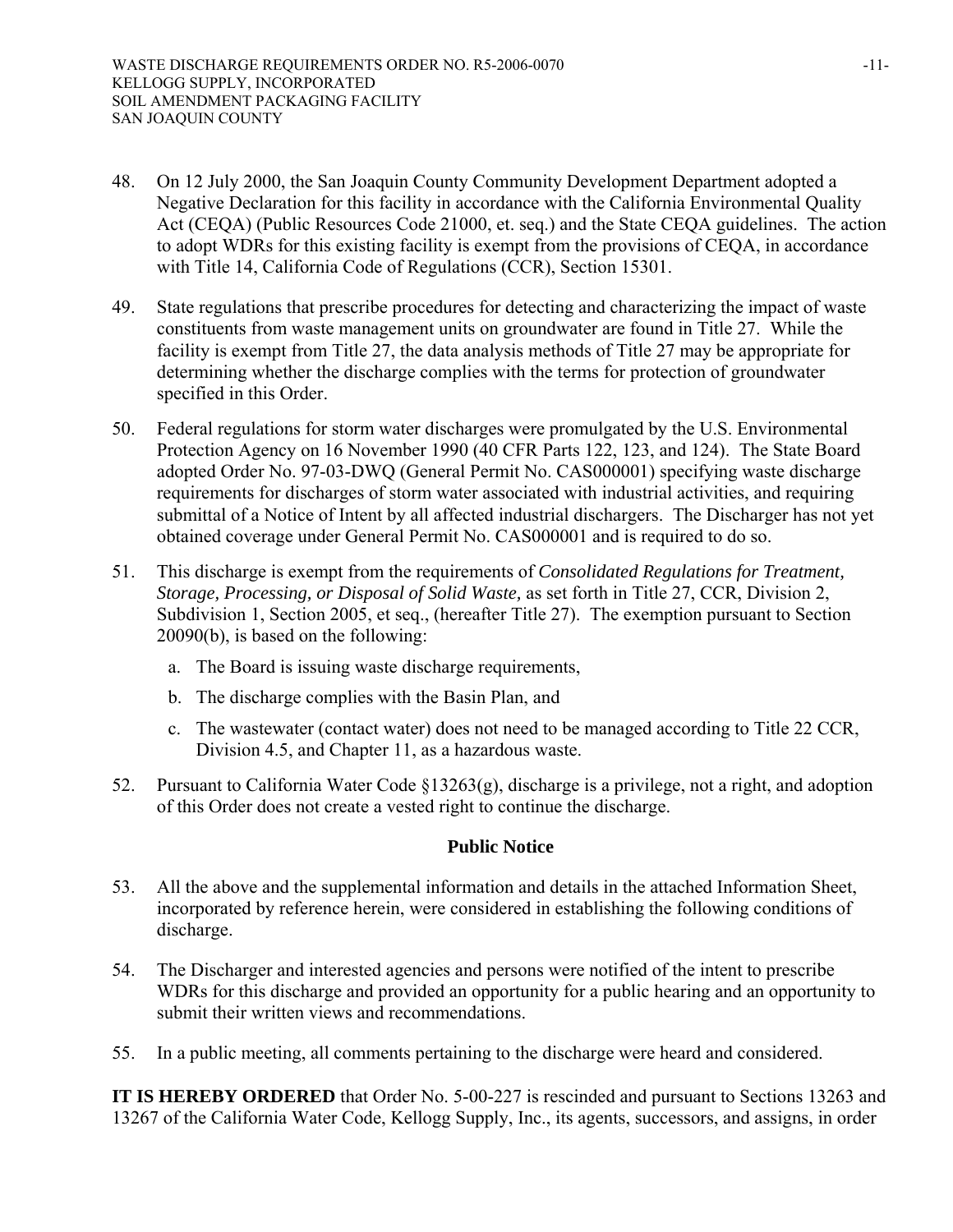48. On 12 July 2000, the San Joaquin County Community Development Department adopted a Negative Declaration for this facility in accordance with the California Environmental Quality Act (CEQA) (Public Resources Code 21000, et. seq.) and the State CEQA guidelines. The action to adopt WDRs for this existing facility is exempt from the provisions of CEQA, in accordance with Title 14, California Code of Regulations (CCR), Section 15301.

49. State regulations that prescribe procedures for detecting and characterizing the impact of waste constituents from waste management units on groundwater are found in Title 27. While the facility is exempt from Title 27, the data analysis methods of Title 27 may be appropriate for determining whether the discharge complies with the terms for protection of groundwater specified in this Order.

50. Federal regulations for storm water discharges were promulgated by the U.S. Environmental Protection Agency on 16 November 1990 (40 CFR Parts 122, 123, and 124). The State Board adopted Order No. 97-03-DWQ (General Permit No. CAS000001) specifying waste discharge requirements for discharges of storm water associated with industrial activities, and requiring submittal of a Notice of Intent by all affected industrial dischargers. The Discharger has not yet obtained coverage under General Permit No. CAS000001 and is required to do so.

51. This discharge is exempt from the requirements of *Consolidated Regulations for Treatment, Storage, Processing, or Disposal of Solid Waste,* as set forth in Title 27, CCR, Division 2, Subdivision 1, Section 2005, et seq., (hereafter Title 27). The exemption pursuant to Section 20090(b), is based on the following:

   a. The Board is issuing waste discharge requirements,

   b. The discharge complies with the Basin Plan, and

   c. The wastewater (contact water) does not need to be managed according to Title 22 CCR, Division 4.5, and Chapter 11, as a hazardous waste.

52. Pursuant to California Water Code §13263(g), discharge is a privilege, not a right, and adoption of this Order does not create a vested right to continue the discharge.

## Public Notice

53. All the above and the supplemental information and details in the attached Information Sheet, incorporated by reference herein, were considered in establishing the following conditions of discharge.

54. The Discharger and interested agencies and persons were notified of the intent to prescribe WDRs for this discharge and provided an opportunity for a public hearing and an opportunity to submit their written views and recommendations.

55. In a public meeting, all comments pertaining to the discharge were heard and considered.

**IT IS HEREBY ORDERED** that Order No. 5-00-227 is rescinded and pursuant to Sections 13263 and 13267 of the California Water Code, Kellogg Supply, Inc., its agents, successors, and assigns, in order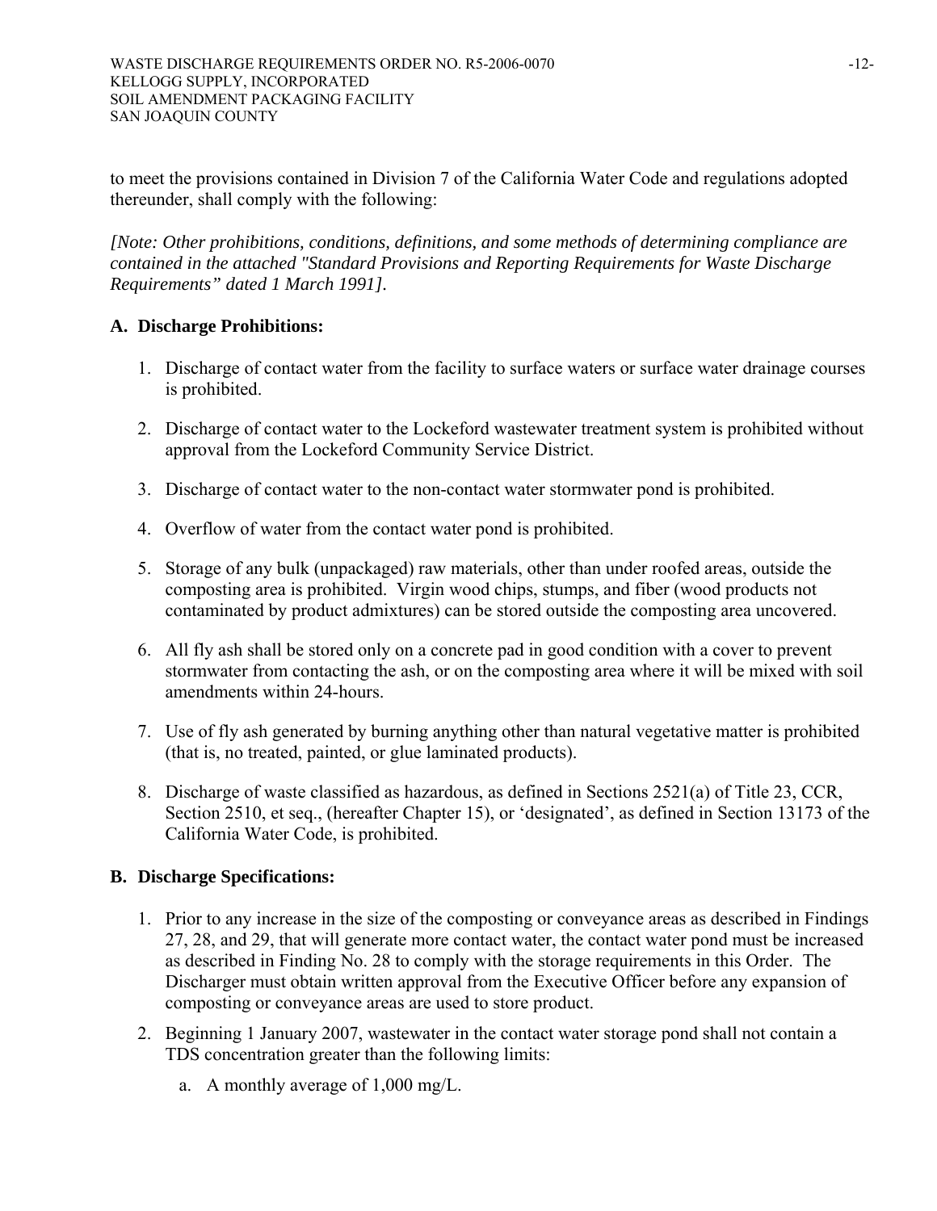to meet the provisions contained in Division 7 of the California Water Code and regulations adopted thereunder, shall comply with the following:

*[Note: Other prohibitions, conditions, definitions, and some methods of determining compliance are contained in the attached "Standard Provisions and Reporting Requirements for Waste Discharge Requirements" dated 1 March 1991].*

## A. Discharge Prohibitions:

1. Discharge of contact water from the facility to surface waters or surface water drainage courses is prohibited.

2. Discharge of contact water to the Lockeford wastewater treatment system is prohibited without approval from the Lockeford Community Service District.

3. Discharge of contact water to the non-contact water stormwater pond is prohibited.

4. Overflow of water from the contact water pond is prohibited.

5. Storage of any bulk (unpackaged) raw materials, other than under roofed areas, outside the composting area is prohibited. Virgin wood chips, stumps, and fiber (wood products not contaminated by product admixtures) can be stored outside the composting area uncovered.

6. All fly ash shall be stored only on a concrete pad in good condition with a cover to prevent stormwater from contacting the ash, or on the composting area where it will be mixed with soil amendments within 24-hours.

7. Use of fly ash generated by burning anything other than natural vegetative matter is prohibited (that is, no treated, painted, or glue laminated products).

8. Discharge of waste classified as hazardous, as defined in Sections 2521(a) of Title 23, CCR, Section 2510, et seq., (hereafter Chapter 15), or 'designated', as defined in Section 13173 of the California Water Code, is prohibited.

## B. Discharge Specifications:

1. Prior to any increase in the size of the composting or conveyance areas as described in Findings 27, 28, and 29, that will generate more contact water, the contact water pond must be increased as described in Finding No. 28 to comply with the storage requirements in this Order. The Discharger must obtain written approval from the Executive Officer before any expansion of composting or conveyance areas are used to store product.

2. Beginning 1 January 2007, wastewater in the contact water storage pond shall not contain a TDS concentration greater than the following limits:

   a. A monthly average of 1,000 mg/L.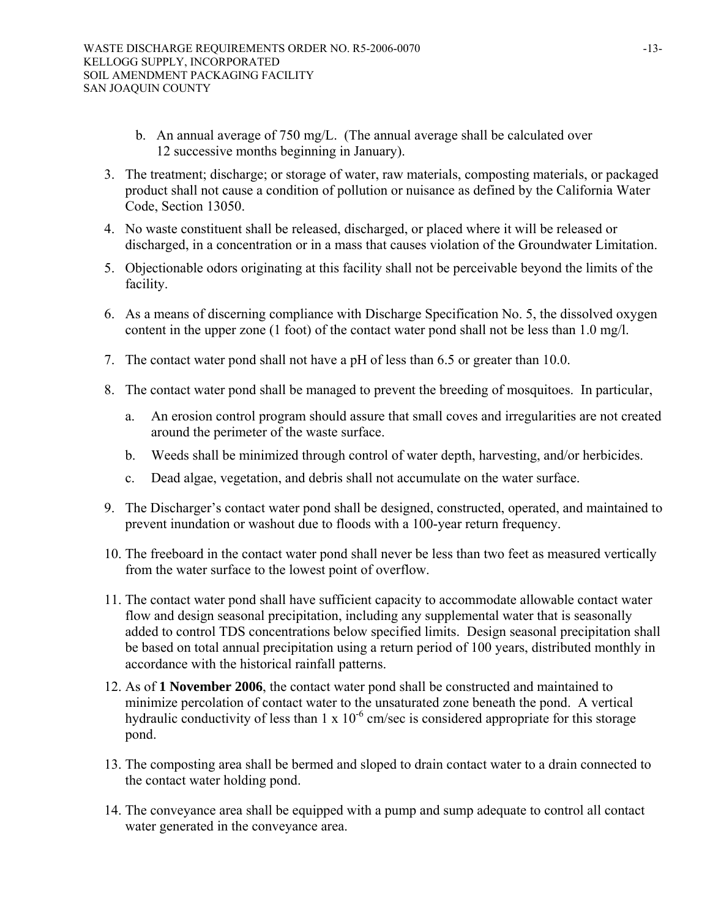b. An annual average of 750 mg/L. (The annual average shall be calculated over 12 successive months beginning in January).

3. The treatment; discharge; or storage of water, raw materials, composting materials, or packaged product shall not cause a condition of pollution or nuisance as defined by the California Water Code, Section 13050.

4. No waste constituent shall be released, discharged, or placed where it will be released or discharged, in a concentration or in a mass that causes violation of the Groundwater Limitation.

5. Objectionable odors originating at this facility shall not be perceivable beyond the limits of the facility.

6. As a means of discerning compliance with Discharge Specification No. 5, the dissolved oxygen content in the upper zone (1 foot) of the contact water pond shall not be less than 1.0 mg/l.

7. The contact water pond shall not have a pH of less than 6.5 or greater than 10.0.

8. The contact water pond shall be managed to prevent the breeding of mosquitoes. In particular,

   a. An erosion control program should assure that small coves and irregularities are not created around the perimeter of the waste surface.

   b. Weeds shall be minimized through control of water depth, harvesting, and/or herbicides.

   c. Dead algae, vegetation, and debris shall not accumulate on the water surface.

9. The Discharger's contact water pond shall be designed, constructed, operated, and maintained to prevent inundation or washout due to floods with a 100-year return frequency.

10. The freeboard in the contact water pond shall never be less than two feet as measured vertically from the water surface to the lowest point of overflow.

11. The contact water pond shall have sufficient capacity to accommodate allowable contact water flow and design seasonal precipitation, including any supplemental water that is seasonally added to control TDS concentrations below specified limits. Design seasonal precipitation shall be based on total annual precipitation using a return period of 100 years, distributed monthly in accordance with the historical rainfall patterns.

12. As of **1 November 2006**, the contact water pond shall be constructed and maintained to minimize percolation of contact water to the unsaturated zone beneath the pond. A vertical hydraulic conductivity of less than $1 \times 10^{-6}$ cm/sec is considered appropriate for this storage pond.

13. The composting area shall be bermed and sloped to drain contact water to a drain connected to the contact water holding pond.

14. The conveyance area shall be equipped with a pump and sump adequate to control all contact water generated in the conveyance area.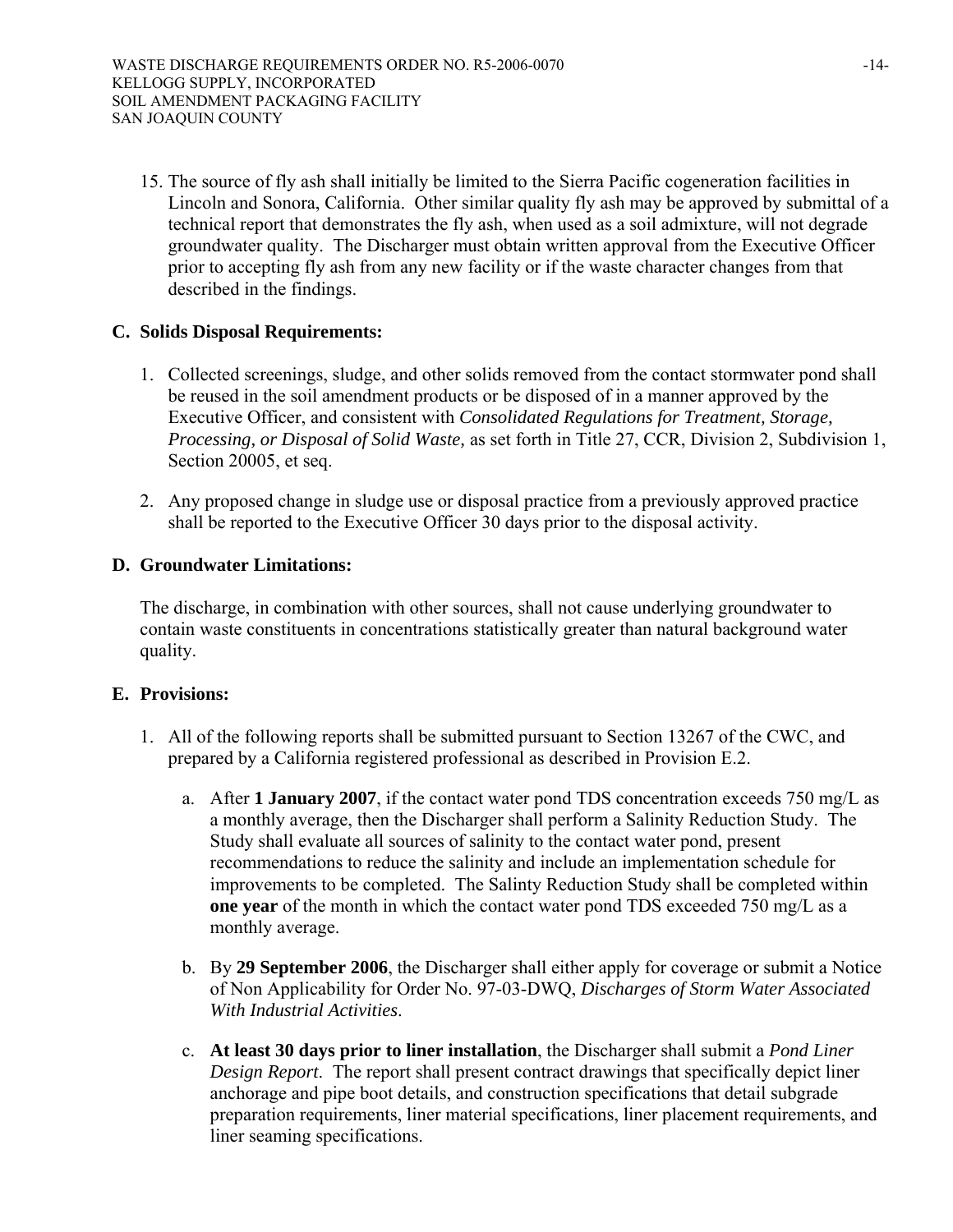15. The source of fly ash shall initially be limited to the Sierra Pacific cogeneration facilities in Lincoln and Sonora, California. Other similar quality fly ash may be approved by submittal of a technical report that demonstrates the fly ash, when used as a soil admixture, will not degrade groundwater quality. The Discharger must obtain written approval from the Executive Officer prior to accepting fly ash from any new facility or if the waste character changes from that described in the findings.

## C. Solids Disposal Requirements:

1. Collected screenings, sludge, and other solids removed from the contact stormwater pond shall be reused in the soil amendment products or be disposed of in a manner approved by the Executive Officer, and consistent with *Consolidated Regulations for Treatment, Storage, Processing, or Disposal of Solid Waste,* as set forth in Title 27, CCR, Division 2, Subdivision 1, Section 20005, et seq.

2. Any proposed change in sludge use or disposal practice from a previously approved practice shall be reported to the Executive Officer 30 days prior to the disposal activity.

## D. Groundwater Limitations:

The discharge, in combination with other sources, shall not cause underlying groundwater to contain waste constituents in concentrations statistically greater than natural background water quality.

## E. Provisions:

1. All of the following reports shall be submitted pursuant to Section 13267 of the CWC, and prepared by a California registered professional as described in Provision E.2.

   a. After **1 January 2007**, if the contact water pond TDS concentration exceeds 750 mg/L as a monthly average, then the Discharger shall perform a Salinity Reduction Study. The Study shall evaluate all sources of salinity to the contact water pond, present recommendations to reduce the salinity and include an implementation schedule for improvements to be completed. The Salinty Reduction Study shall be completed within **one year** of the month in which the contact water pond TDS exceeded 750 mg/L as a monthly average.

   b. By **29 September 2006**, the Discharger shall either apply for coverage or submit a Notice of Non Applicability for Order No. 97-03-DWQ, *Discharges of Storm Water Associated With Industrial Activities*.

   c. **At least 30 days prior to liner installation**, the Discharger shall submit a *Pond Liner Design Report*. The report shall present contract drawings that specifically depict liner anchorage and pipe boot details, and construction specifications that detail subgrade preparation requirements, liner material specifications, liner placement requirements, and liner seaming specifications.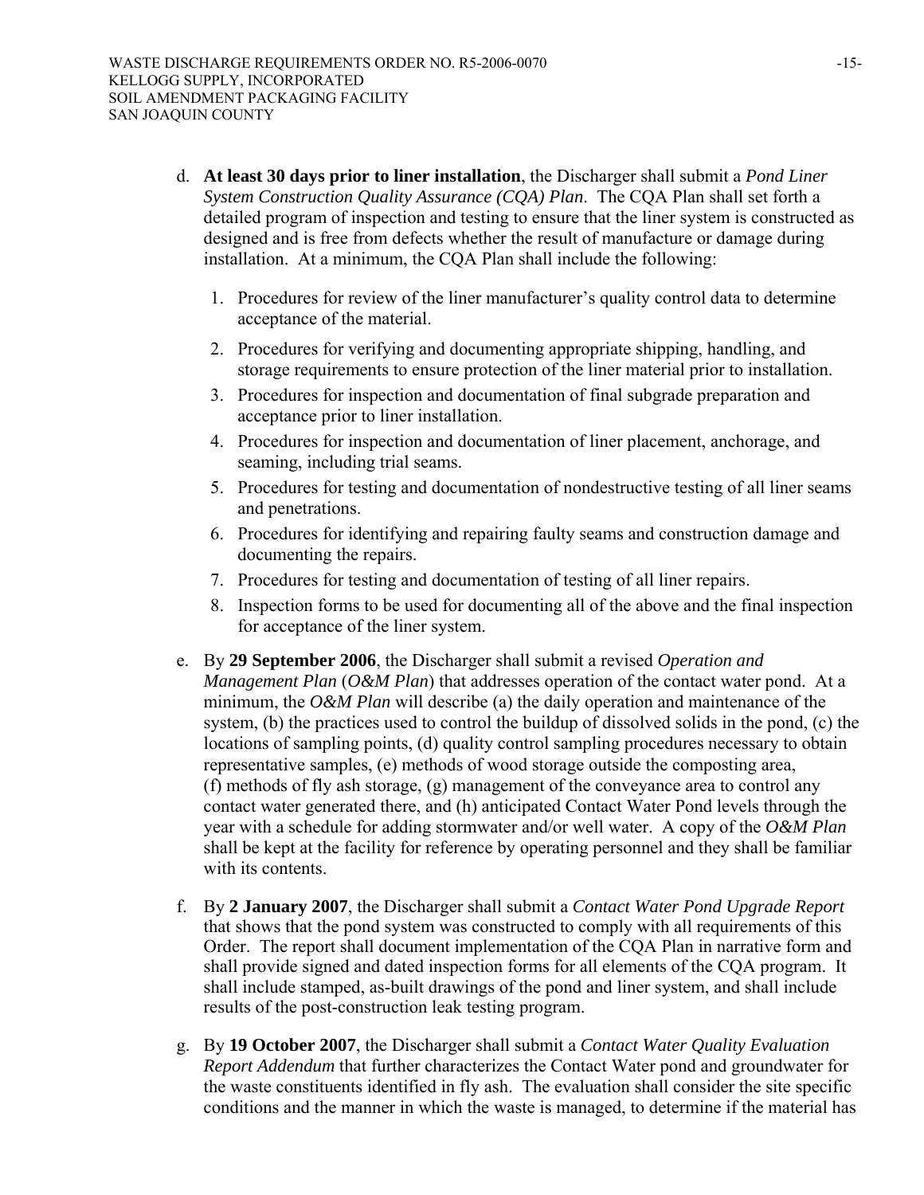d. **At least 30 days prior to liner installation**, the Discharger shall submit a *Pond Liner System Construction Quality Assurance (CQA) Plan*. The CQA Plan shall set forth a detailed program of inspection and testing to ensure that the liner system is constructed as designed and is free from defects whether the result of manufacture or damage during installation. At a minimum, the CQA Plan shall include the following:

   1. Procedures for review of the liner manufacturer's quality control data to determine acceptance of the material.
   2. Procedures for verifying and documenting appropriate shipping, handling, and storage requirements to ensure protection of the liner material prior to installation.
   3. Procedures for inspection and documentation of final subgrade preparation and acceptance prior to liner installation.
   4. Procedures for inspection and documentation of liner placement, anchorage, and seaming, including trial seams.
   5. Procedures for testing and documentation of nondestructive testing of all liner seams and penetrations.
   6. Procedures for identifying and repairing faulty seams and construction damage and documenting the repairs.
   7. Procedures for testing and documentation of testing of all liner repairs.
   8. Inspection forms to be used for documenting all of the above and the final inspection for acceptance of the liner system.

e. By **29 September 2006**, the Discharger shall submit a revised *Operation and Management Plan* (*O&M Plan*) that addresses operation of the contact water pond. At a minimum, the *O&M Plan* will describe (a) the daily operation and maintenance of the system, (b) the practices used to control the buildup of dissolved solids in the pond, (c) the locations of sampling points, (d) quality control sampling procedures necessary to obtain representative samples, (e) methods of wood storage outside the composting area, (f) methods of fly ash storage, (g) management of the conveyance area to control any contact water generated there, and (h) anticipated Contact Water Pond levels through the year with a schedule for adding stormwater and/or well water. A copy of the *O&M Plan* shall be kept at the facility for reference by operating personnel and they shall be familiar with its contents.

f. By **2 January 2007**, the Discharger shall submit a *Contact Water Pond Upgrade Report* that shows that the pond system was constructed to comply with all requirements of this Order. The report shall document implementation of the CQA Plan in narrative form and shall provide signed and dated inspection forms for all elements of the CQA program. It shall include stamped, as-built drawings of the pond and liner system, and shall include results of the post-construction leak testing program.

g. By **19 October 2007**, the Discharger shall submit a *Contact Water Quality Evaluation Report Addendum* that further characterizes the Contact Water pond and groundwater for the waste constituents identified in fly ash. The evaluation shall consider the site specific conditions and the manner in which the waste is managed, to determine if the material has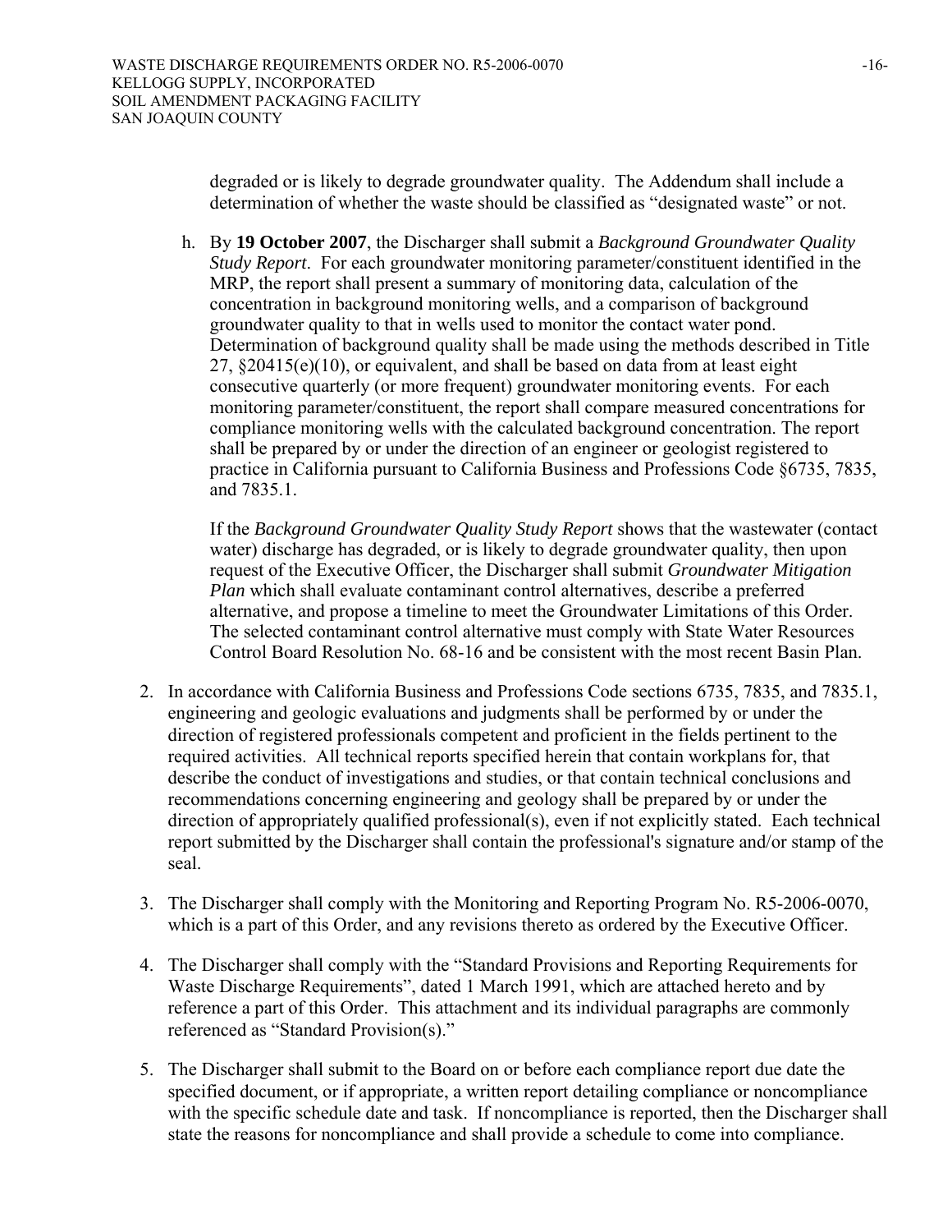degraded or is likely to degrade groundwater quality. The Addendum shall include a determination of whether the waste should be classified as "designated waste" or not.

h. By **19 October 2007**, the Discharger shall submit a *Background Groundwater Quality Study Report*. For each groundwater monitoring parameter/constituent identified in the MRP, the report shall present a summary of monitoring data, calculation of the concentration in background monitoring wells, and a comparison of background groundwater quality to that in wells used to monitor the contact water pond. Determination of background quality shall be made using the methods described in Title 27, §20415(e)(10), or equivalent, and shall be based on data from at least eight consecutive quarterly (or more frequent) groundwater monitoring events. For each monitoring parameter/constituent, the report shall compare measured concentrations for compliance monitoring wells with the calculated background concentration. The report shall be prepared by or under the direction of an engineer or geologist registered to practice in California pursuant to California Business and Professions Code §6735, 7835, and 7835.1.

   If the *Background Groundwater Quality Study Report* shows that the wastewater (contact water) discharge has degraded, or is likely to degrade groundwater quality, then upon request of the Executive Officer, the Discharger shall submit *Groundwater Mitigation Plan* which shall evaluate contaminant control alternatives, describe a preferred alternative, and propose a timeline to meet the Groundwater Limitations of this Order. The selected contaminant control alternative must comply with State Water Resources Control Board Resolution No. 68-16 and be consistent with the most recent Basin Plan.

2. In accordance with California Business and Professions Code sections 6735, 7835, and 7835.1, engineering and geologic evaluations and judgments shall be performed by or under the direction of registered professionals competent and proficient in the fields pertinent to the required activities. All technical reports specified herein that contain workplans for, that describe the conduct of investigations and studies, or that contain technical conclusions and recommendations concerning engineering and geology shall be prepared by or under the direction of appropriately qualified professional(s), even if not explicitly stated. Each technical report submitted by the Discharger shall contain the professional's signature and/or stamp of the seal.

3. The Discharger shall comply with the Monitoring and Reporting Program No. R5-2006-0070, which is a part of this Order, and any revisions thereto as ordered by the Executive Officer.

4. The Discharger shall comply with the "Standard Provisions and Reporting Requirements for Waste Discharge Requirements", dated 1 March 1991, which are attached hereto and by reference a part of this Order. This attachment and its individual paragraphs are commonly referenced as "Standard Provision(s)."

5. The Discharger shall submit to the Board on or before each compliance report due date the specified document, or if appropriate, a written report detailing compliance or noncompliance with the specific schedule date and task. If noncompliance is reported, then the Discharger shall state the reasons for noncompliance and shall provide a schedule to come into compliance.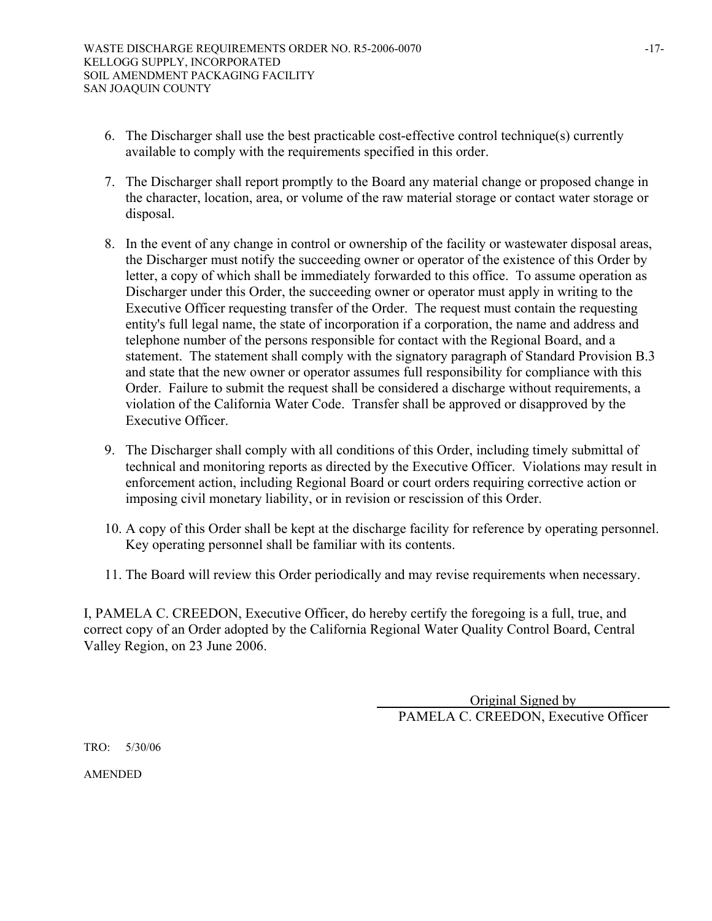6. The Discharger shall use the best practicable cost-effective control technique(s) currently available to comply with the requirements specified in this order.

7. The Discharger shall report promptly to the Board any material change or proposed change in the character, location, area, or volume of the raw material storage or contact water storage or disposal.

8. In the event of any change in control or ownership of the facility or wastewater disposal areas, the Discharger must notify the succeeding owner or operator of the existence of this Order by letter, a copy of which shall be immediately forwarded to this office. To assume operation as Discharger under this Order, the succeeding owner or operator must apply in writing to the Executive Officer requesting transfer of the Order. The request must contain the requesting entity's full legal name, the state of incorporation if a corporation, the name and address and telephone number of the persons responsible for contact with the Regional Board, and a statement. The statement shall comply with the signatory paragraph of Standard Provision B.3 and state that the new owner or operator assumes full responsibility for compliance with this Order. Failure to submit the request shall be considered a discharge without requirements, a violation of the California Water Code. Transfer shall be approved or disapproved by the Executive Officer.

9. The Discharger shall comply with all conditions of this Order, including timely submittal of technical and monitoring reports as directed by the Executive Officer. Violations may result in enforcement action, including Regional Board or court orders requiring corrective action or imposing civil monetary liability, or in revision or rescission of this Order.

10. A copy of this Order shall be kept at the discharge facility for reference by operating personnel. Key operating personnel shall be familiar with its contents.

11. The Board will review this Order periodically and may revise requirements when necessary.

I, PAMELA C. CREEDON, Executive Officer, do hereby certify the foregoing is a full, true, and correct copy of an Order adopted by the California Regional Water Quality Control Board, Central Valley Region, on 23 June 2006.

Original Signed by
PAMELA C. CREEDON, Executive Officer

TRO: 5/30/06

AMENDED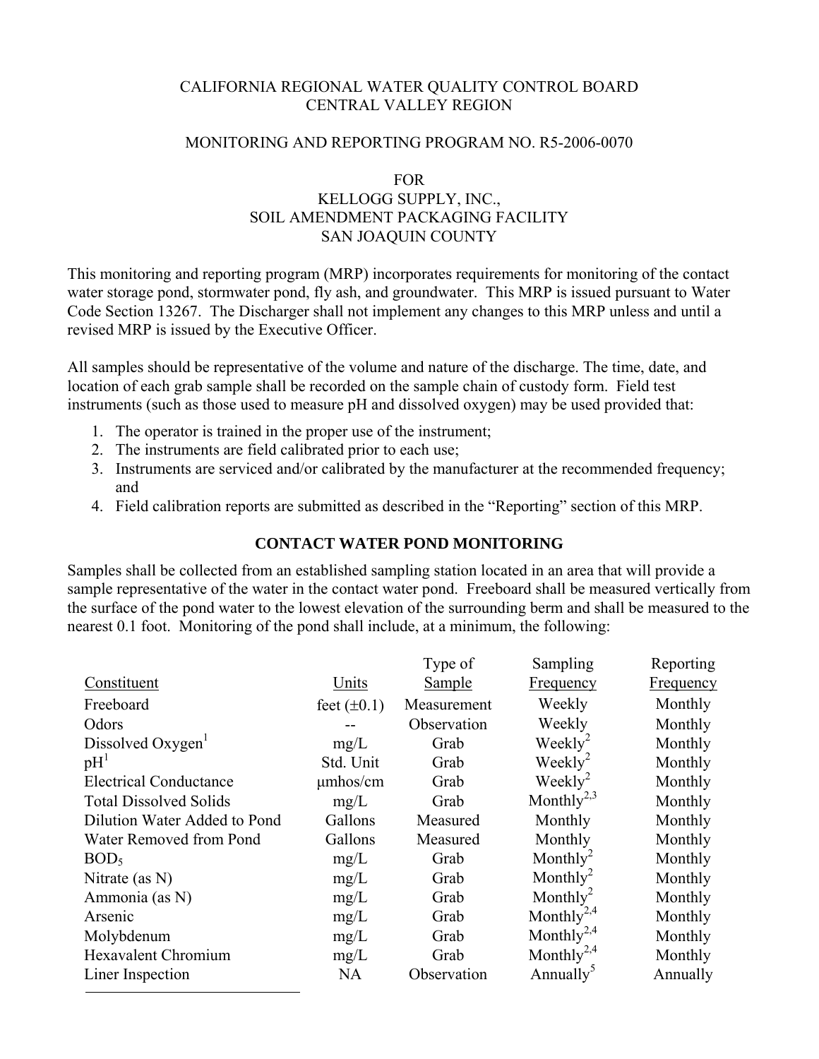CALIFORNIA REGIONAL WATER QUALITY CONTROL BOARD
CENTRAL VALLEY REGION

MONITORING AND REPORTING PROGRAM NO. R5-2006-0070

FOR
KELLOGG SUPPLY, INC.,
SOIL AMENDMENT PACKAGING FACILITY
SAN JOAQUIN COUNTY

This monitoring and reporting program (MRP) incorporates requirements for monitoring of the contact water storage pond, stormwater pond, fly ash, and groundwater. This MRP is issued pursuant to Water Code Section 13267. The Discharger shall not implement any changes to this MRP unless and until a revised MRP is issued by the Executive Officer.

All samples should be representative of the volume and nature of the discharge. The time, date, and location of each grab sample shall be recorded on the sample chain of custody form. Field test instruments (such as those used to measure pH and dissolved oxygen) may be used provided that:

1. The operator is trained in the proper use of the instrument;
2. The instruments are field calibrated prior to each use;
3. Instruments are serviced and/or calibrated by the manufacturer at the recommended frequency; and
4. Field calibration reports are submitted as described in the "Reporting" section of this MRP.

## CONTACT WATER POND MONITORING

Samples shall be collected from an established sampling station located in an area that will provide a sample representative of the water in the contact water pond. Freeboard shall be measured vertically from the surface of the pond water to the lowest elevation of the surrounding berm and shall be measured to the nearest 0.1 foot. Monitoring of the pond shall include, at a minimum, the following:

| Constituent | Units | Type of Sample | Sampling Frequency | Reporting Frequency |
|---|---|---|---|---|
| Freeboard | feet (±0.1) | Measurement | Weekly | Monthly |
| Odors | -- | Observation | Weekly | Monthly |
| Dissolved Oxygen[1] | mg/L | Grab | Weekly[2] | Monthly |
| pH[1] | Std. Unit | Grab | Weekly[2] | Monthly |
| Electrical Conductance | μmhos/cm | Grab | Weekly[2] | Monthly |
| Total Dissolved Solids | mg/L | Grab | Monthly[2,3] | Monthly |
| Dilution Water Added to Pond | Gallons | Measured | Monthly | Monthly |
| Water Removed from Pond | Gallons | Measured | Monthly | Monthly |
| $BOD_5$ | mg/L | Grab | Monthly[2] | Monthly |
| Nitrate (as N) | mg/L | Grab | Monthly[2] | Monthly |
| Ammonia (as N) | mg/L | Grab | Monthly[2] | Monthly |
| Arsenic | mg/L | Grab | Monthly[2,4] | Monthly |
| Molybdenum | mg/L | Grab | Monthly[2,4] | Monthly |
| Hexavalent Chromium | mg/L | Grab | Monthly[2,4] | Monthly |
| Liner Inspection | NA | Observation | Annually[5] | Annually |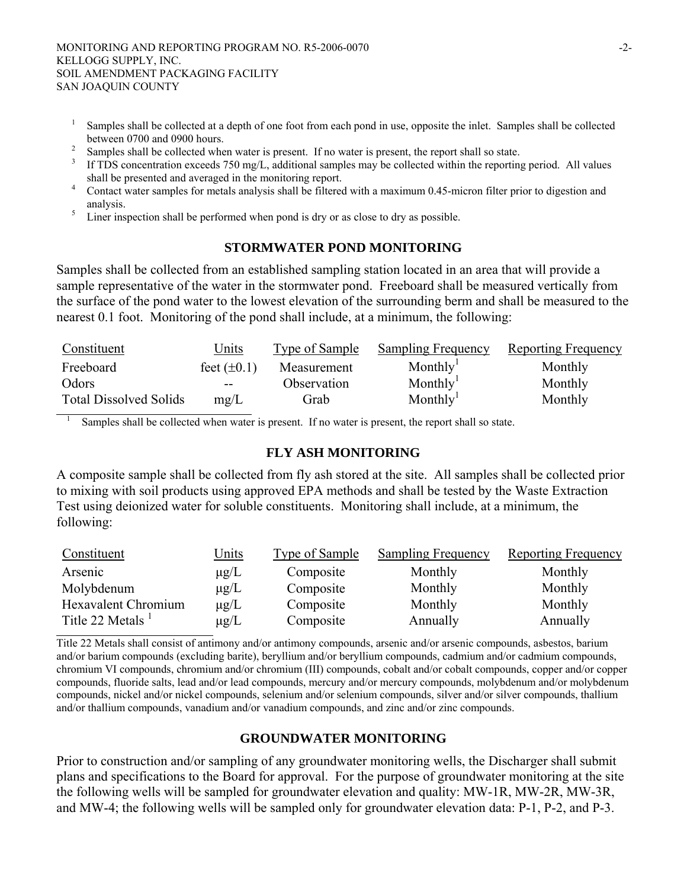[1] Samples shall be collected at a depth of one foot from each pond in use, opposite the inlet. Samples shall be collected between 0700 and 0900 hours.

[2] Samples shall be collected when water is present. If no water is present, the report shall so state.

[3] If TDS concentration exceeds 750 mg/L, additional samples may be collected within the reporting period. All values shall be presented and averaged in the monitoring report.

[4] Contact water samples for metals analysis shall be filtered with a maximum 0.45-micron filter prior to digestion and analysis.

[5] Liner inspection shall be performed when pond is dry or as close to dry as possible.

## STORMWATER POND MONITORING

Samples shall be collected from an established sampling station located in an area that will provide a sample representative of the water in the stormwater pond. Freeboard shall be measured vertically from the surface of the pond water to the lowest elevation of the surrounding berm and shall be measured to the nearest 0.1 foot. Monitoring of the pond shall include, at a minimum, the following:

| Constituent | Units | Type of Sample | Sampling Frequency | Reporting Frequency |
|---|---|---|---|---|
| Freeboard | feet (±0.1) | Measurement | Monthly[1] | Monthly |
| Odors | -- | Observation | Monthly[1] | Monthly |
| Total Dissolved Solids | mg/L | Grab | Monthly[1] | Monthly |

[1] Samples shall be collected when water is present. If no water is present, the report shall so state.

## FLY ASH MONITORING

A composite sample shall be collected from fly ash stored at the site. All samples shall be collected prior to mixing with soil products using approved EPA methods and shall be tested by the Waste Extraction Test using deionized water for soluble constituents. Monitoring shall include, at a minimum, the following:

| Constituent | Units | Type of Sample | Sampling Frequency | Reporting Frequency |
|---|---|---|---|---|
| Arsenic | μg/L | Composite | Monthly | Monthly |
| Molybdenum | μg/L | Composite | Monthly | Monthly |
| Hexavalent Chromium | μg/L | Composite | Monthly | Monthly |
| Title 22 Metals [1] | μg/L | Composite | Annually | Annually |

Title 22 Metals shall consist of antimony and/or antimony compounds, arsenic and/or arsenic compounds, asbestos, barium and/or barium compounds (excluding barite), beryllium and/or beryllium compounds, cadmium and/or cadmium compounds, chromium VI compounds, chromium and/or chromium (III) compounds, cobalt and/or cobalt compounds, copper and/or copper compounds, fluoride salts, lead and/or lead compounds, mercury and/or mercury compounds, molybdenum and/or molybdenum compounds, nickel and/or nickel compounds, selenium and/or selenium compounds, silver and/or silver compounds, thallium and/or thallium compounds, vanadium and/or vanadium compounds, and zinc and/or zinc compounds.

## GROUNDWATER MONITORING

Prior to construction and/or sampling of any groundwater monitoring wells, the Discharger shall submit plans and specifications to the Board for approval. For the purpose of groundwater monitoring at the site the following wells will be sampled for groundwater elevation and quality: MW-1R, MW-2R, MW-3R, and MW-4; the following wells will be sampled only for groundwater elevation data: P-1, P-2, and P-3.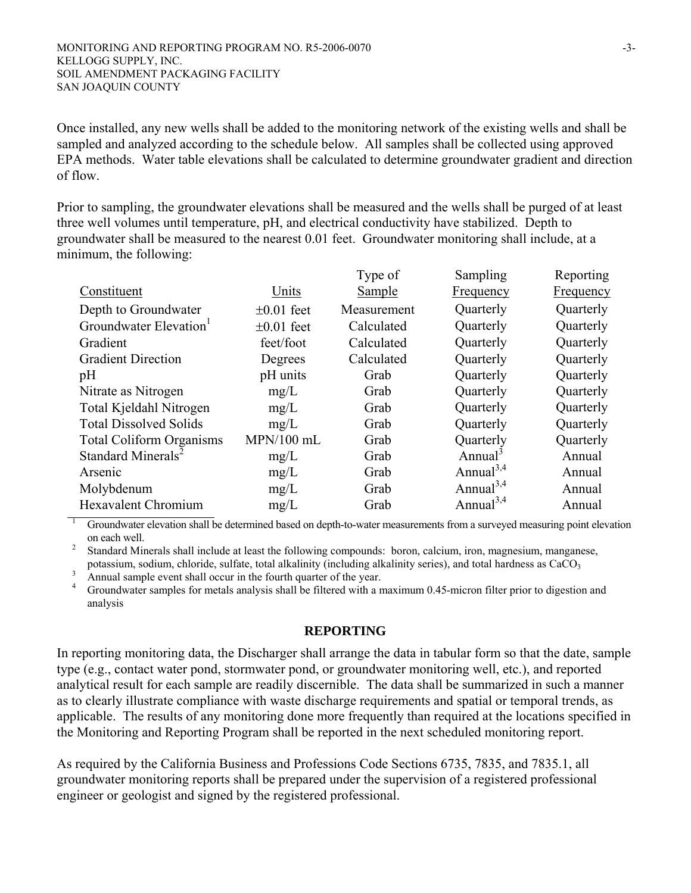Once installed, any new wells shall be added to the monitoring network of the existing wells and shall be sampled and analyzed according to the schedule below. All samples shall be collected using approved EPA methods. Water table elevations shall be calculated to determine groundwater gradient and direction of flow.

Prior to sampling, the groundwater elevations shall be measured and the wells shall be purged of at least three well volumes until temperature, pH, and electrical conductivity have stabilized. Depth to groundwater shall be measured to the nearest 0.01 feet. Groundwater monitoring shall include, at a minimum, the following:

| Constituent | Units | Type of Sample | Sampling Frequency | Reporting Frequency |
|---|---|---|---|---|
| Depth to Groundwater | ±0.01 feet | Measurement | Quarterly | Quarterly |
| Groundwater Elevation[1] | ±0.01 feet | Calculated | Quarterly | Quarterly |
| Gradient | feet/foot | Calculated | Quarterly | Quarterly |
| Gradient Direction | Degrees | Calculated | Quarterly | Quarterly |
| pH | pH units | Grab | Quarterly | Quarterly |
| Nitrate as Nitrogen | mg/L | Grab | Quarterly | Quarterly |
| Total Kjeldahl Nitrogen | mg/L | Grab | Quarterly | Quarterly |
| Total Dissolved Solids | mg/L | Grab | Quarterly | Quarterly |
| Total Coliform Organisms | MPN/100 mL | Grab | Quarterly | Quarterly |
| Standard Minerals[2] | mg/L | Grab | Annual[3] | Annual |
| Arsenic | mg/L | Grab | Annual[3,4] | Annual |
| Molybdenum | mg/L | Grab | Annual[3,4] | Annual |
| Hexavalent Chromium | mg/L | Grab | Annual[3,4] | Annual |

[1] Groundwater elevation shall be determined based on depth-to-water measurements from a surveyed measuring point elevation on each well.

[2] Standard Minerals shall include at least the following compounds: boron, calcium, iron, magnesium, manganese, potassium, sodium, chloride, sulfate, total alkalinity (including alkalinity series), and total hardness as $CaCO_3$

[3] Annual sample event shall occur in the fourth quarter of the year.

[4] Groundwater samples for metals analysis shall be filtered with a maximum 0.45-micron filter prior to digestion and analysis

## REPORTING

In reporting monitoring data, the Discharger shall arrange the data in tabular form so that the date, sample type (e.g., contact water pond, stormwater pond, or groundwater monitoring well, etc.), and reported analytical result for each sample are readily discernible. The data shall be summarized in such a manner as to clearly illustrate compliance with waste discharge requirements and spatial or temporal trends, as applicable. The results of any monitoring done more frequently than required at the locations specified in the Monitoring and Reporting Program shall be reported in the next scheduled monitoring report.

As required by the California Business and Professions Code Sections 6735, 7835, and 7835.1, all groundwater monitoring reports shall be prepared under the supervision of a registered professional engineer or geologist and signed by the registered professional.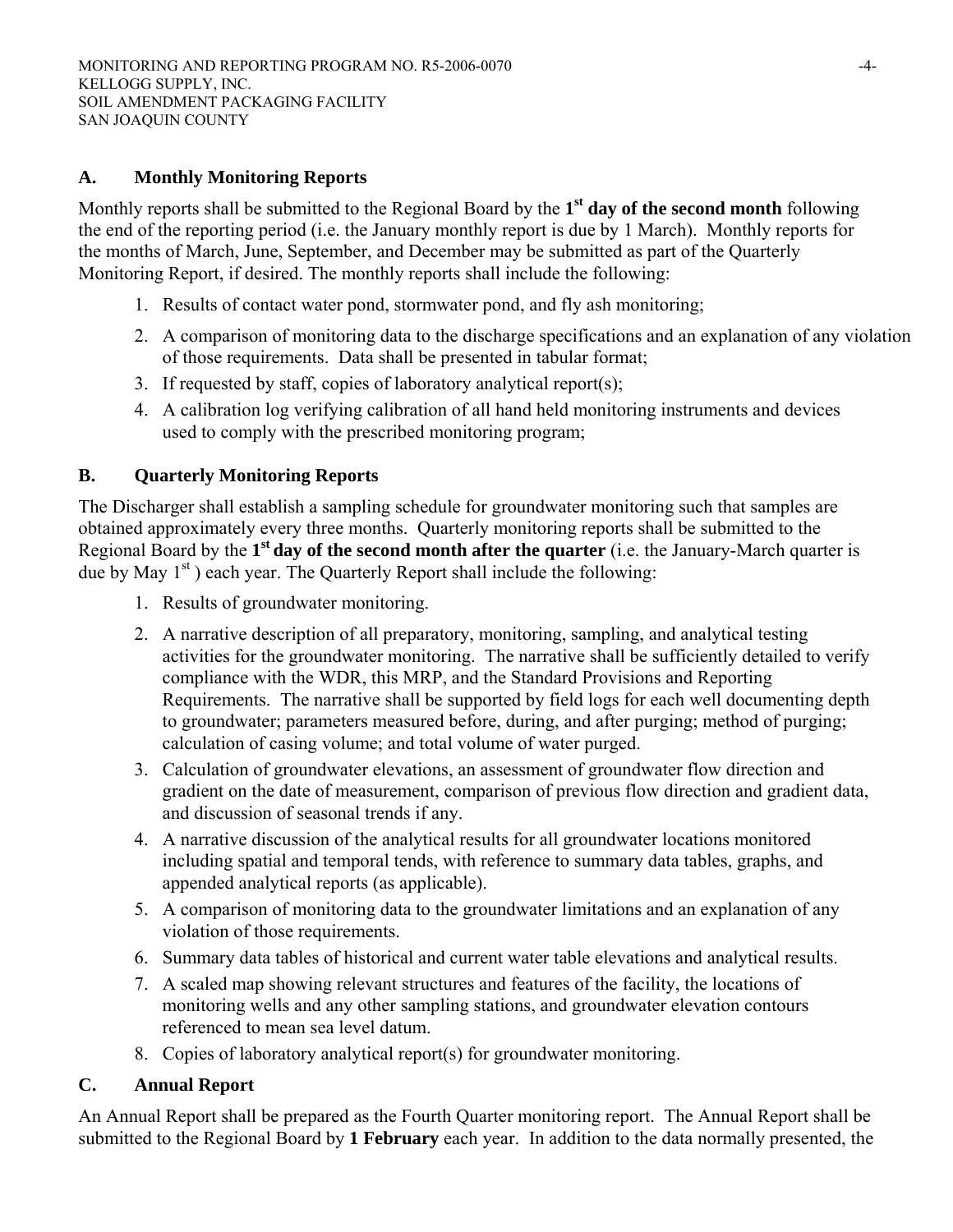## A. Monthly Monitoring Reports

Monthly reports shall be submitted to the Regional Board by the **1st day of the second month** following the end of the reporting period (i.e. the January monthly report is due by 1 March). Monthly reports for the months of March, June, September, and December may be submitted as part of the Quarterly Monitoring Report, if desired. The monthly reports shall include the following:

1. Results of contact water pond, stormwater pond, and fly ash monitoring;
2. A comparison of monitoring data to the discharge specifications and an explanation of any violation of those requirements. Data shall be presented in tabular format;
3. If requested by staff, copies of laboratory analytical report(s);
4. A calibration log verifying calibration of all hand held monitoring instruments and devices used to comply with the prescribed monitoring program;

## B. Quarterly Monitoring Reports

The Discharger shall establish a sampling schedule for groundwater monitoring such that samples are obtained approximately every three months. Quarterly monitoring reports shall be submitted to the Regional Board by the **1st day of the second month after the quarter** (i.e. the January-March quarter is due by May 1st ) each year. The Quarterly Report shall include the following:

1. Results of groundwater monitoring.
2. A narrative description of all preparatory, monitoring, sampling, and analytical testing activities for the groundwater monitoring. The narrative shall be sufficiently detailed to verify compliance with the WDR, this MRP, and the Standard Provisions and Reporting Requirements. The narrative shall be supported by field logs for each well documenting depth to groundwater; parameters measured before, during, and after purging; method of purging; calculation of casing volume; and total volume of water purged.
3. Calculation of groundwater elevations, an assessment of groundwater flow direction and gradient on the date of measurement, comparison of previous flow direction and gradient data, and discussion of seasonal trends if any.
4. A narrative discussion of the analytical results for all groundwater locations monitored including spatial and temporal tends, with reference to summary data tables, graphs, and appended analytical reports (as applicable).
5. A comparison of monitoring data to the groundwater limitations and an explanation of any violation of those requirements.
6. Summary data tables of historical and current water table elevations and analytical results.
7. A scaled map showing relevant structures and features of the facility, the locations of monitoring wells and any other sampling stations, and groundwater elevation contours referenced to mean sea level datum.
8. Copies of laboratory analytical report(s) for groundwater monitoring.

## C. Annual Report

An Annual Report shall be prepared as the Fourth Quarter monitoring report. The Annual Report shall be submitted to the Regional Board by **1 February** each year. In addition to the data normally presented, the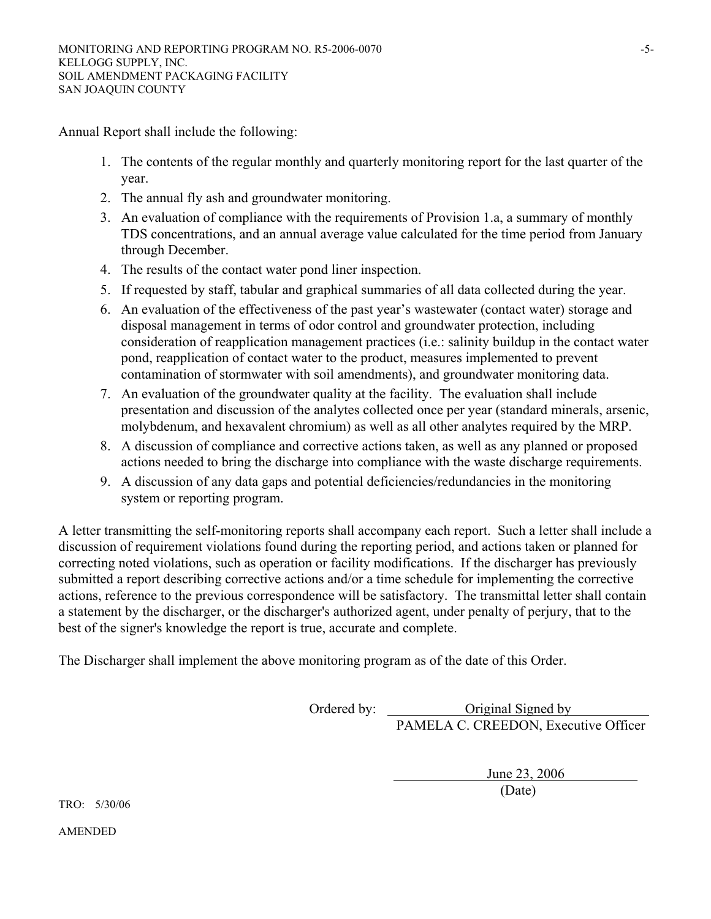Annual Report shall include the following:

1. The contents of the regular monthly and quarterly monitoring report for the last quarter of the year.
2. The annual fly ash and groundwater monitoring.
3. An evaluation of compliance with the requirements of Provision 1.a, a summary of monthly TDS concentrations, and an annual average value calculated for the time period from January through December.
4. The results of the contact water pond liner inspection.
5. If requested by staff, tabular and graphical summaries of all data collected during the year.
6. An evaluation of the effectiveness of the past year's wastewater (contact water) storage and disposal management in terms of odor control and groundwater protection, including consideration of reapplication management practices (i.e.: salinity buildup in the contact water pond, reapplication of contact water to the product, measures implemented to prevent contamination of stormwater with soil amendments), and groundwater monitoring data.
7. An evaluation of the groundwater quality at the facility. The evaluation shall include presentation and discussion of the analytes collected once per year (standard minerals, arsenic, molybdenum, and hexavalent chromium) as well as all other analytes required by the MRP.
8. A discussion of compliance and corrective actions taken, as well as any planned or proposed actions needed to bring the discharge into compliance with the waste discharge requirements.
9. A discussion of any data gaps and potential deficiencies/redundancies in the monitoring system or reporting program.

A letter transmitting the self-monitoring reports shall accompany each report. Such a letter shall include a discussion of requirement violations found during the reporting period, and actions taken or planned for correcting noted violations, such as operation or facility modifications. If the discharger has previously submitted a report describing corrective actions and/or a time schedule for implementing the corrective actions, reference to the previous correspondence will be satisfactory. The transmittal letter shall contain a statement by the discharger, or the discharger's authorized agent, under penalty of perjury, that to the best of the signer's knowledge the report is true, accurate and complete.

The Discharger shall implement the above monitoring program as of the date of this Order.

Ordered by: Original Signed by
PAMELA C. CREEDON, Executive Officer

June 23, 2006
(Date)

TRO: 5/30/06

AMENDED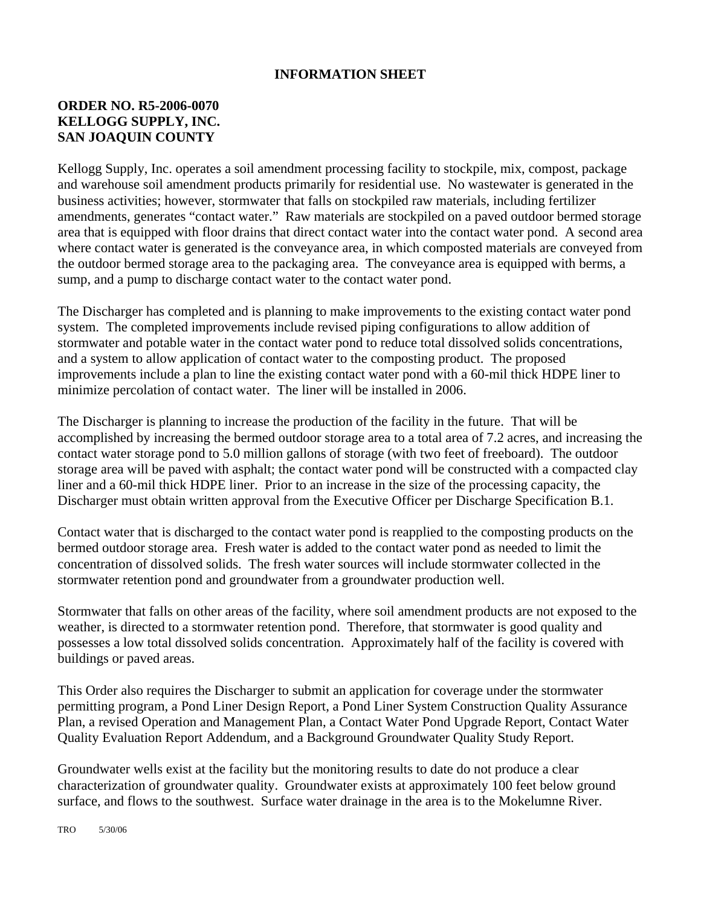# INFORMATION SHEET

**ORDER NO. R5-2006-0070**
**KELLOGG SUPPLY, INC.**
**SAN JOAQUIN COUNTY**

Kellogg Supply, Inc. operates a soil amendment processing facility to stockpile, mix, compost, package and warehouse soil amendment products primarily for residential use. No wastewater is generated in the business activities; however, stormwater that falls on stockpiled raw materials, including fertilizer amendments, generates "contact water." Raw materials are stockpiled on a paved outdoor bermed storage area that is equipped with floor drains that direct contact water into the contact water pond. A second area where contact water is generated is the conveyance area, in which composted materials are conveyed from the outdoor bermed storage area to the packaging area. The conveyance area is equipped with berms, a sump, and a pump to discharge contact water to the contact water pond.

The Discharger has completed and is planning to make improvements to the existing contact water pond system. The completed improvements include revised piping configurations to allow addition of stormwater and potable water in the contact water pond to reduce total dissolved solids concentrations, and a system to allow application of contact water to the composting product. The proposed improvements include a plan to line the existing contact water pond with a 60-mil thick HDPE liner to minimize percolation of contact water. The liner will be installed in 2006.

The Discharger is planning to increase the production of the facility in the future. That will be accomplished by increasing the bermed outdoor storage area to a total area of 7.2 acres, and increasing the contact water storage pond to 5.0 million gallons of storage (with two feet of freeboard). The outdoor storage area will be paved with asphalt; the contact water pond will be constructed with a compacted clay liner and a 60-mil thick HDPE liner. Prior to an increase in the size of the processing capacity, the Discharger must obtain written approval from the Executive Officer per Discharge Specification B.1.

Contact water that is discharged to the contact water pond is reapplied to the composting products on the bermed outdoor storage area. Fresh water is added to the contact water pond as needed to limit the concentration of dissolved solids. The fresh water sources will include stormwater collected in the stormwater retention pond and groundwater from a groundwater production well.

Stormwater that falls on other areas of the facility, where soil amendment products are not exposed to the weather, is directed to a stormwater retention pond. Therefore, that stormwater is good quality and possesses a low total dissolved solids concentration. Approximately half of the facility is covered with buildings or paved areas.

This Order also requires the Discharger to submit an application for coverage under the stormwater permitting program, a Pond Liner Design Report, a Pond Liner System Construction Quality Assurance Plan, a revised Operation and Management Plan, a Contact Water Pond Upgrade Report, Contact Water Quality Evaluation Report Addendum, and a Background Groundwater Quality Study Report.

Groundwater wells exist at the facility but the monitoring results to date do not produce a clear characterization of groundwater quality. Groundwater exists at approximately 100 feet below ground surface, and flows to the southwest. Surface water drainage in the area is to the Mokelumne River.

TRO 5/30/06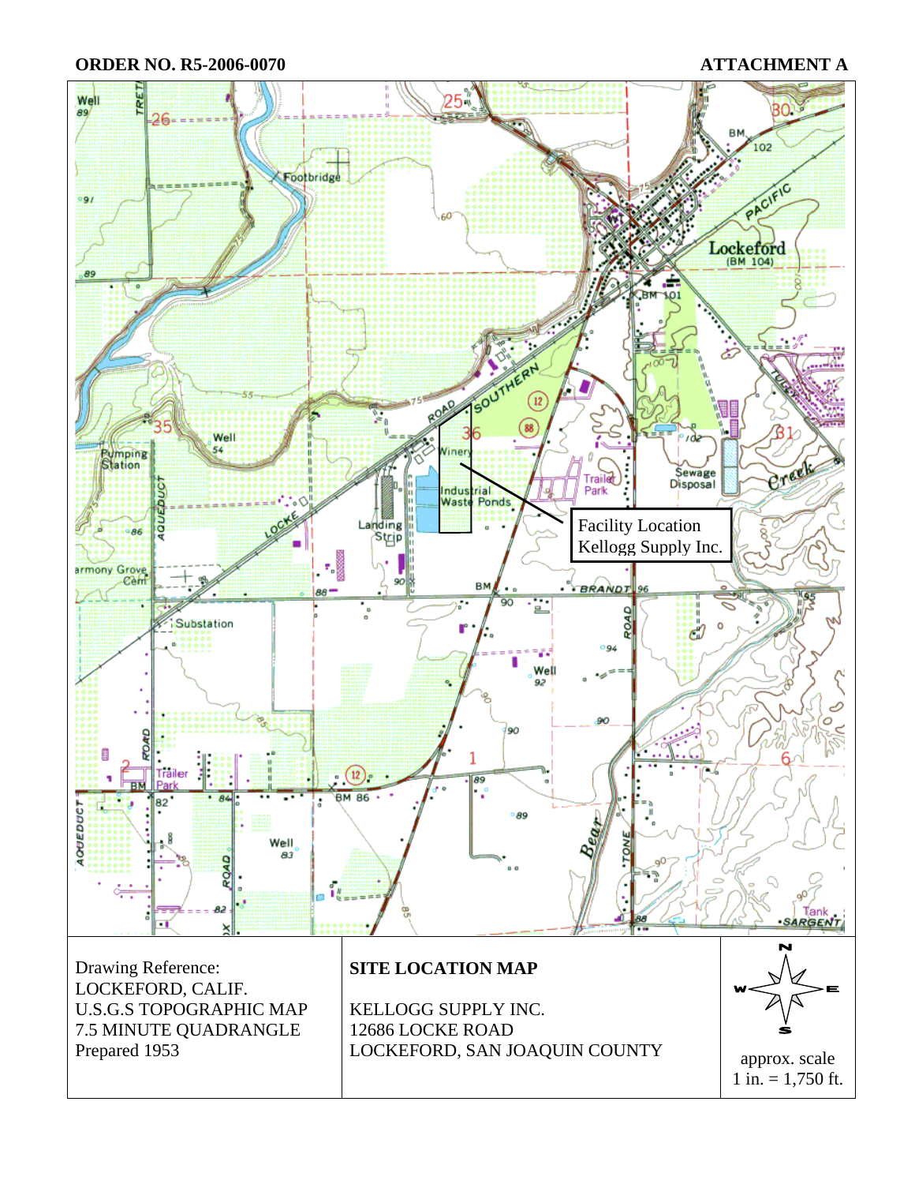**ORDER NO. R5-2006-0070** **ATTACHMENT A**

Facility Location
Kellogg Supply Inc.

Drawing Reference:
LOCKEFORD, CALIF.
U.S.G.S TOPOGRAPHIC MAP
7.5 MINUTE QUADRANGLE
Prepared 1953

**SITE LOCATION MAP**

KELLOGG SUPPLY INC.
12686 LOCKE ROAD
LOCKEFORD, SAN JOAQUIN COUNTY

approx. scale
1 in. = 1,750 ft.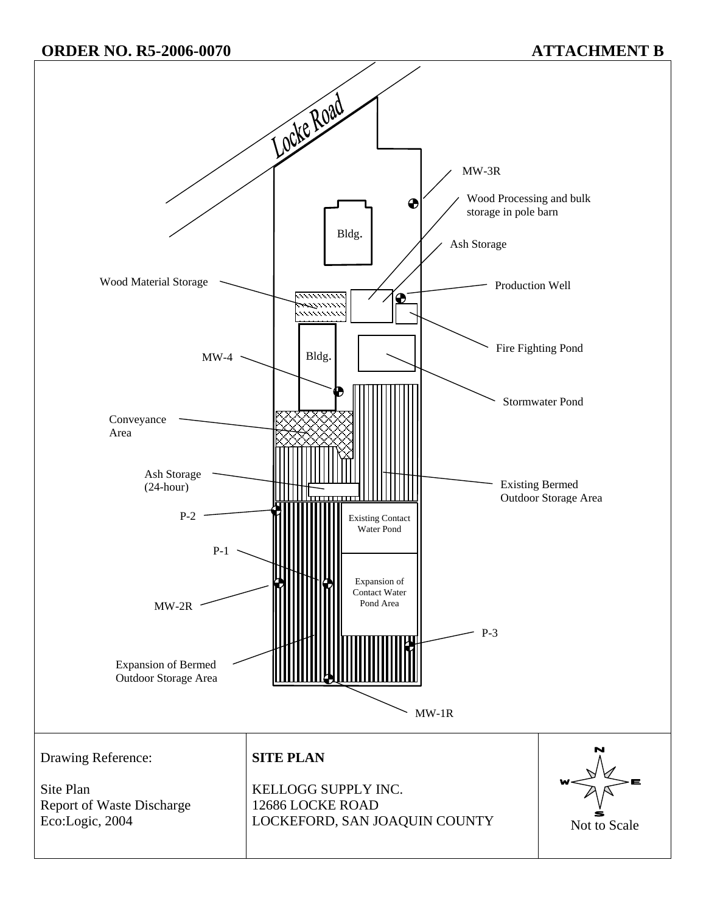**ORDER NO. R5-2006-0070** **ATTACHMENT B**

Locke Road

MW-3R

Wood Processing and bulk storage in pole barn

Bldg.

Ash Storage

Wood Material Storage

Production Well

Fire Fighting Pond

MW-4

Bldg.

Stormwater Pond

Conveyance Area

Ash Storage (24-hour)

Existing Bermed Outdoor Storage Area

P-2

Existing Contact Water Pond

P-1

Expansion of Contact Water Pond Area

MW-2R

P-3

Expansion of Bermed Outdoor Storage Area

MW-1R

| | | |
|---|---|---|
| Drawing Reference:<br><br>Site Plan<br>Report of Waste Discharge<br>Eco:Logic, 2004 | **SITE PLAN**<br><br>KELLOGG SUPPLY INC.<br>12686 LOCKE ROAD<br>LOCKEFORD, SAN JOAQUIN COUNTY | N<br>W E<br>S<br>Not to Scale |